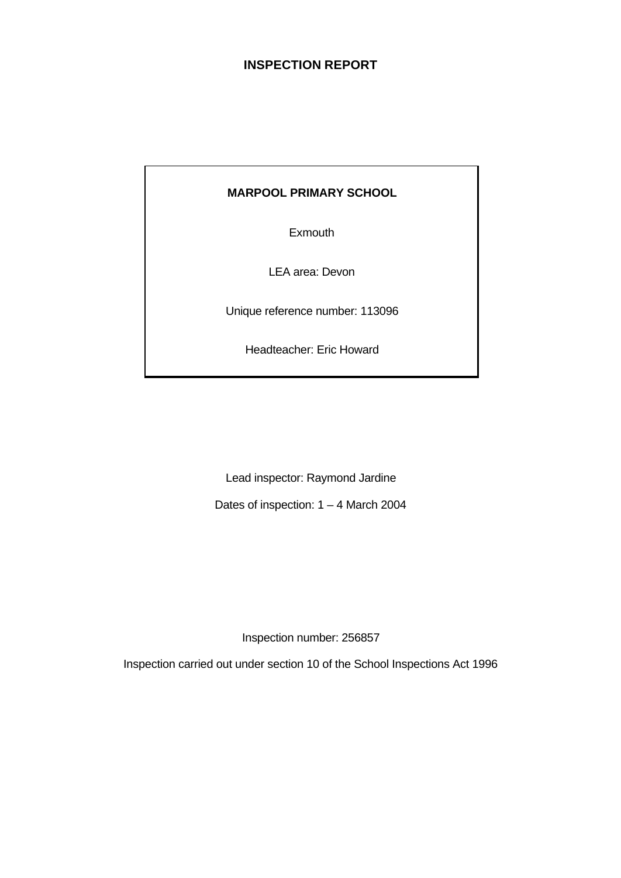# INSPECTION REPORT

**MARPOOL PRIMARY SCHOOL**

Exmouth

LEA area: Devon

Unique reference number: 113096

Headteacher: Eric Howard

Lead inspector: Raymond Jardine

Dates of inspection: 1 – 4 March 2004

Inspection number: 256857

Inspection carried out under section 10 of the School Inspections Act 1996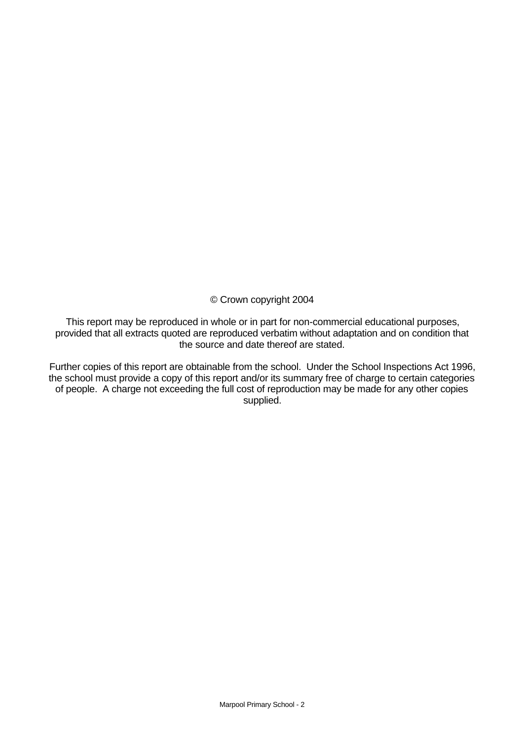© Crown copyright 2004

This report may be reproduced in whole or in part for non-commercial educational purposes, provided that all extracts quoted are reproduced verbatim without adaptation and on condition that the source and date thereof are stated.

Further copies of this report are obtainable from the school. Under the School Inspections Act 1996, the school must provide a copy of this report and/or its summary free of charge to certain categories of people. A charge not exceeding the full cost of reproduction may be made for any other copies supplied.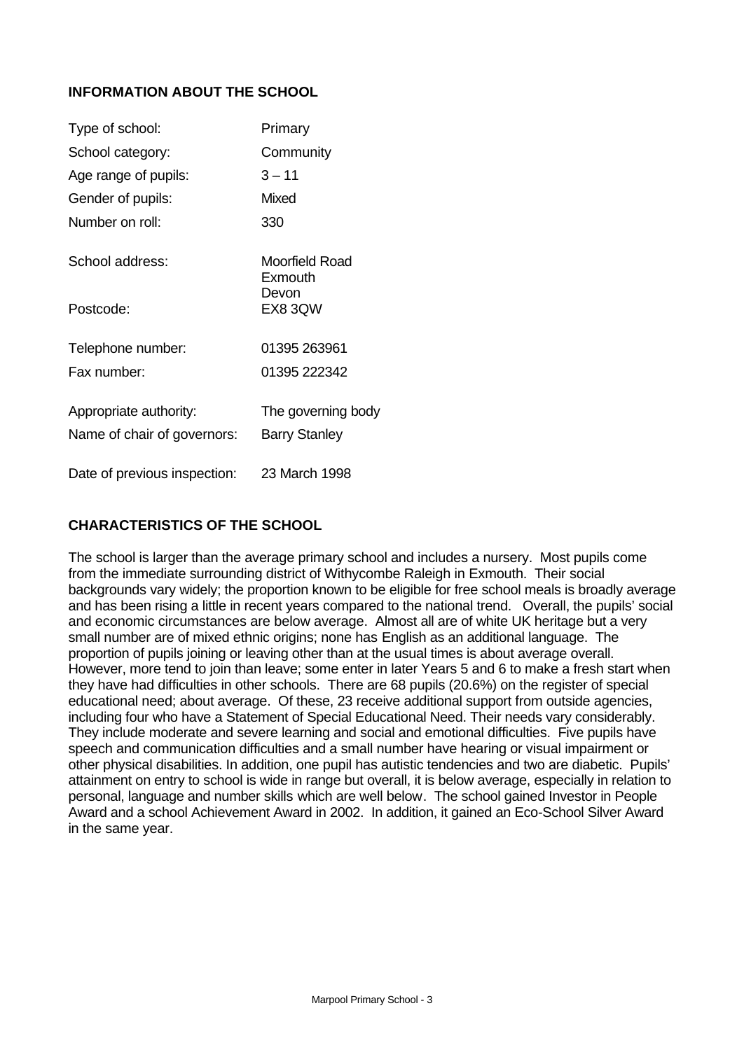## INFORMATION ABOUT THE SCHOOL

| | |
|---|---|
| Type of school: | Primary |
| School category: | Community |
| Age range of pupils: | 3 – 11 |
| Gender of pupils: | Mixed |
| Number on roll: | 330 |
| School address: | Moorfield Road<br>Exmouth<br>Devon |
| Postcode: | EX8 3QW |
| Telephone number: | 01395 263961 |
| Fax number: | 01395 222342 |
| Appropriate authority: | The governing body |
| Name of chair of governors: | Barry Stanley |
| Date of previous inspection: | 23 March 1998 |

## CHARACTERISTICS OF THE SCHOOL

The school is larger than the average primary school and includes a nursery. Most pupils come from the immediate surrounding district of Withycombe Raleigh in Exmouth. Their social backgrounds vary widely; the proportion known to be eligible for free school meals is broadly average and has been rising a little in recent years compared to the national trend. Overall, the pupils' social and economic circumstances are below average. Almost all are of white UK heritage but a very small number are of mixed ethnic origins; none has English as an additional language. The proportion of pupils joining or leaving other than at the usual times is about average overall. However, more tend to join than leave; some enter in later Years 5 and 6 to make a fresh start when they have had difficulties in other schools. There are 68 pupils (20.6%) on the register of special educational need; about average. Of these, 23 receive additional support from outside agencies, including four who have a Statement of Special Educational Need. Their needs vary considerably. They include moderate and severe learning and social and emotional difficulties. Five pupils have speech and communication difficulties and a small number have hearing or visual impairment or other physical disabilities. In addition, one pupil has autistic tendencies and two are diabetic. Pupils' attainment on entry to school is wide in range but overall, it is below average, especially in relation to personal, language and number skills which are well below. The school gained Investor in People Award and a school Achievement Award in 2002. In addition, it gained an Eco-School Silver Award in the same year.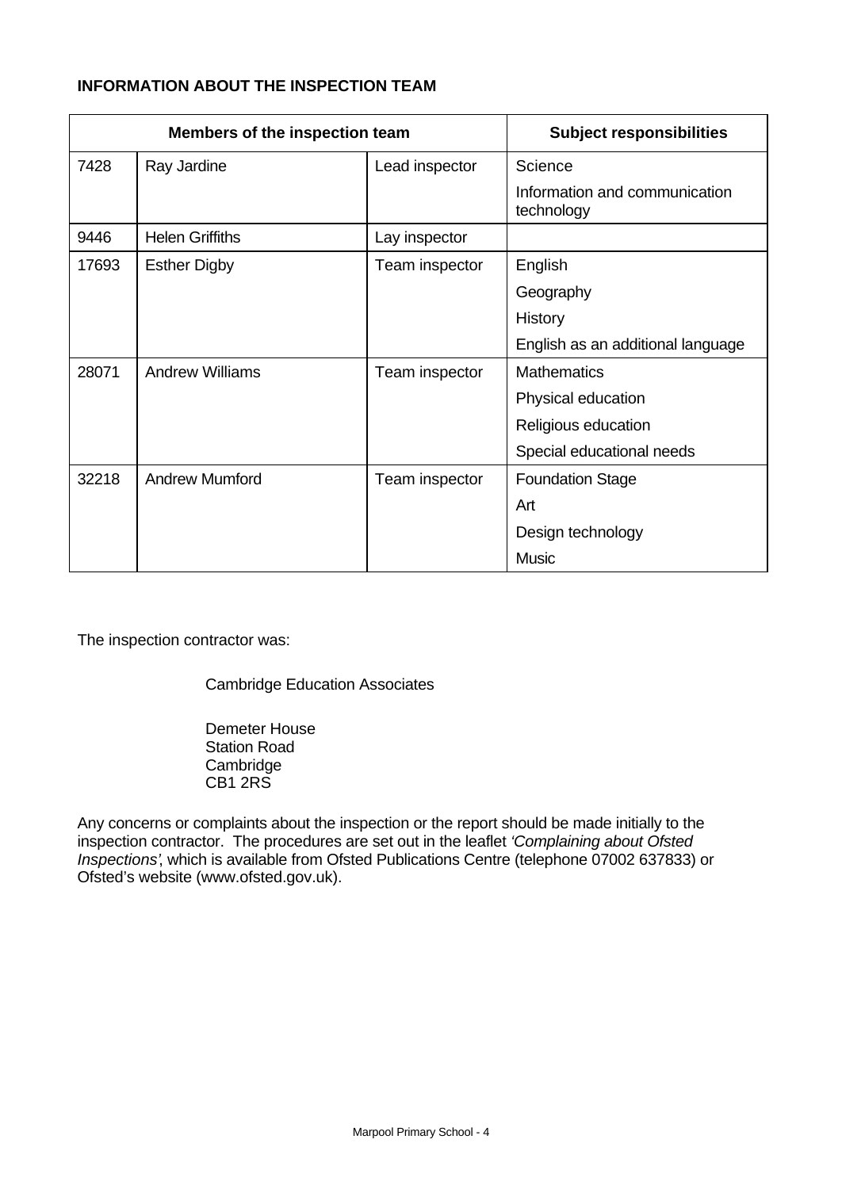**INFORMATION ABOUT THE INSPECTION TEAM**

| Members of the inspection team | | | Subject responsibilities |
|---|---|---|---|
| 7428 | Ray Jardine | Lead inspector | Science<br>Information and communication technology |
| 9446 | Helen Griffiths | Lay inspector | |
| 17693 | Esther Digby | Team inspector | English<br>Geography<br>History<br>English as an additional language |
| 28071 | Andrew Williams | Team inspector | Mathematics<br>Physical education<br>Religious education<br>Special educational needs |
| 32218 | Andrew Mumford | Team inspector | Foundation Stage<br>Art<br>Design technology<br>Music |

The inspection contractor was:

Cambridge Education Associates

Demeter House
Station Road
Cambridge
CB1 2RS

Any concerns or complaints about the inspection or the report should be made initially to the inspection contractor. The procedures are set out in the leaflet *'Complaining about Ofsted Inspections'*, which is available from Ofsted Publications Centre (telephone 07002 637833) or Ofsted's website (www.ofsted.gov.uk).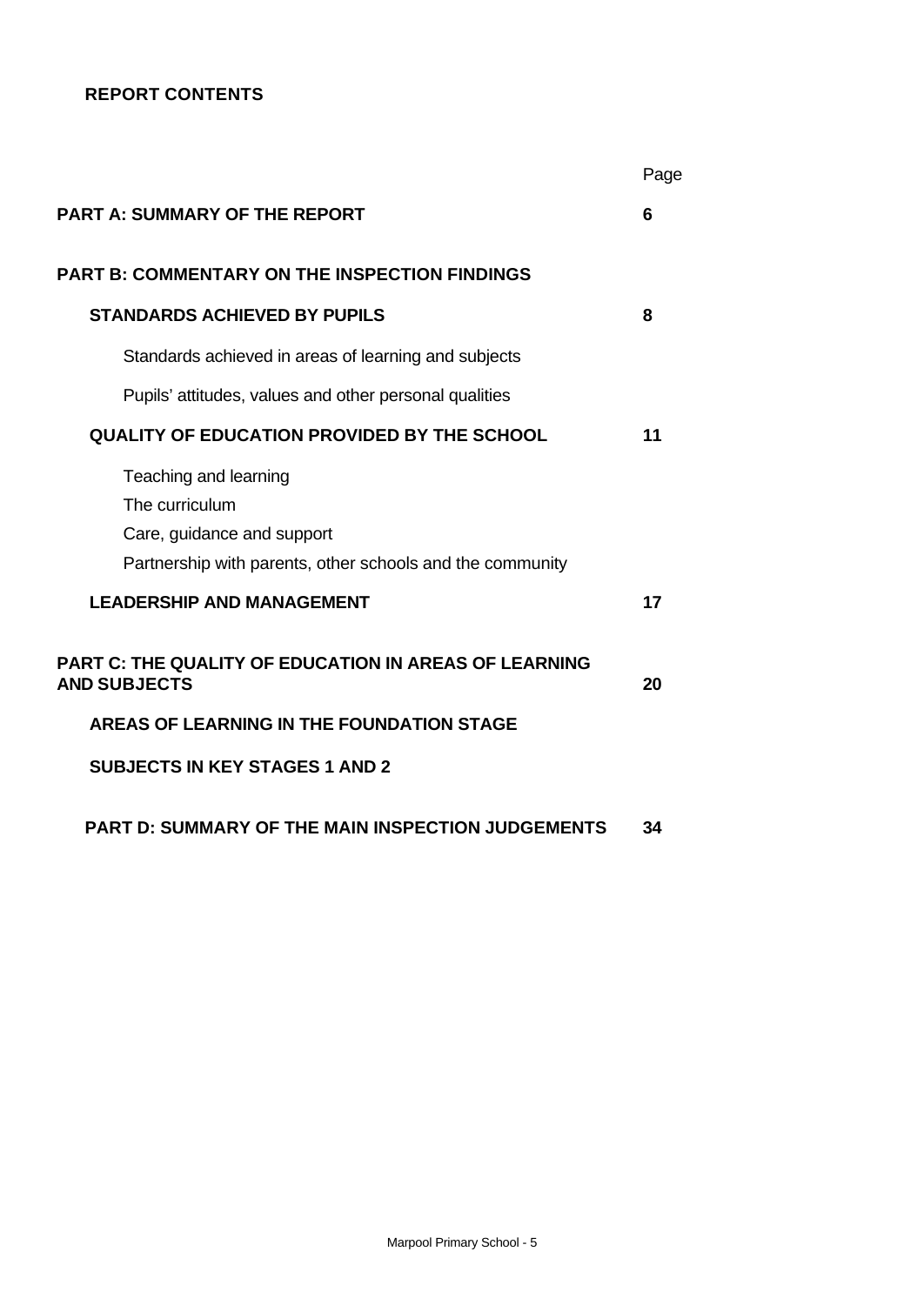## REPORT CONTENTS

| | Page |
|---|---|
| **PART A: SUMMARY OF THE REPORT** | **6** |
| **PART B: COMMENTARY ON THE INSPECTION FINDINGS** | |
| **STANDARDS ACHIEVED BY PUPILS** | **8** |
| Standards achieved in areas of learning and subjects | |
| Pupils' attitudes, values and other personal qualities | |
| **QUALITY OF EDUCATION PROVIDED BY THE SCHOOL** | **11** |
| Teaching and learning | |
| The curriculum | |
| Care, guidance and support | |
| Partnership with parents, other schools and the community | |
| **LEADERSHIP AND MANAGEMENT** | **17** |
| **PART C: THE QUALITY OF EDUCATION IN AREAS OF LEARNING AND SUBJECTS** | **20** |
| **AREAS OF LEARNING IN THE FOUNDATION STAGE** | |
| **SUBJECTS IN KEY STAGES 1 AND 2** | |
| **PART D: SUMMARY OF THE MAIN INSPECTION JUDGEMENTS** | **34** |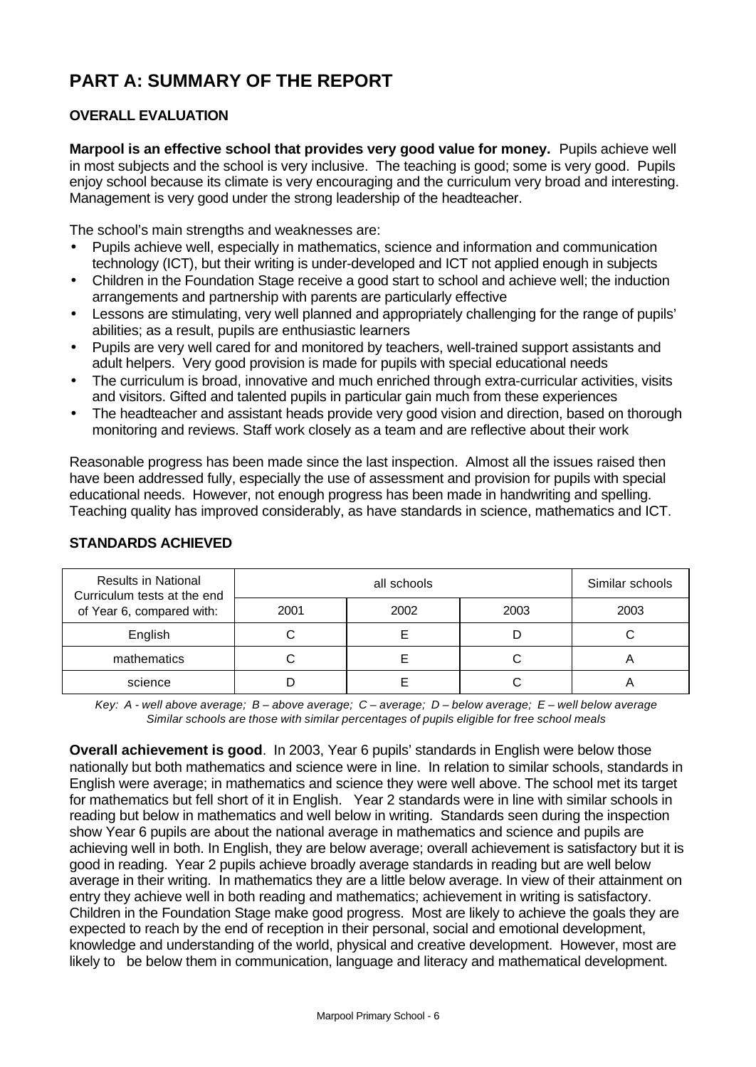# PART A: SUMMARY OF THE REPORT

## OVERALL EVALUATION

**Marpool is an effective school that provides very good value for money.** Pupils achieve well in most subjects and the school is very inclusive. The teaching is good; some is very good. Pupils enjoy school because its climate is very encouraging and the curriculum very broad and interesting. Management is very good under the strong leadership of the headteacher.

The school's main strengths and weaknesses are:

- Pupils achieve well, especially in mathematics, science and information and communication technology (ICT), but their writing is under-developed and ICT not applied enough in subjects
- Children in the Foundation Stage receive a good start to school and achieve well; the induction arrangements and partnership with parents are particularly effective
- Lessons are stimulating, very well planned and appropriately challenging for the range of pupils' abilities; as a result, pupils are enthusiastic learners
- Pupils are very well cared for and monitored by teachers, well-trained support assistants and adult helpers. Very good provision is made for pupils with special educational needs
- The curriculum is broad, innovative and much enriched through extra-curricular activities, visits and visitors. Gifted and talented pupils in particular gain much from these experiences
- The headteacher and assistant heads provide very good vision and direction, based on thorough monitoring and reviews. Staff work closely as a team and are reflective about their work

Reasonable progress has been made since the last inspection. Almost all the issues raised then have been addressed fully, especially the use of assessment and provision for pupils with special educational needs. However, not enough progress has been made in handwriting and spelling. Teaching quality has improved considerably, as have standards in science, mathematics and ICT.

## STANDARDS ACHIEVED

| Results in National Curriculum tests at the end of Year 6, compared with: | all schools | | | Similar schools |
|---|---|---|---|---|
| | 2001 | 2002 | 2003 | 2003 |
| English | C | E | D | C |
| mathematics | C | E | C | A |
| science | D | E | C | A |

*Key: A - well above average; B – above average; C – average; D – below average; E – well below average*
*Similar schools are those with similar percentages of pupils eligible for free school meals*

**Overall achievement is good**. In 2003, Year 6 pupils' standards in English were below those nationally but both mathematics and science were in line. In relation to similar schools, standards in English were average; in mathematics and science they were well above. The school met its target for mathematics but fell short of it in English. Year 2 standards were in line with similar schools in reading but below in mathematics and well below in writing. Standards seen during the inspection show Year 6 pupils are about the national average in mathematics and science and pupils are achieving well in both. In English, they are below average; overall achievement is satisfactory but it is good in reading. Year 2 pupils achieve broadly average standards in reading but are well below average in their writing. In mathematics they are a little below average. In view of their attainment on entry they achieve well in both reading and mathematics; achievement in writing is satisfactory. Children in the Foundation Stage make good progress. Most are likely to achieve the goals they are expected to reach by the end of reception in their personal, social and emotional development, knowledge and understanding of the world, physical and creative development. However, most are likely to be below them in communication, language and literacy and mathematical development.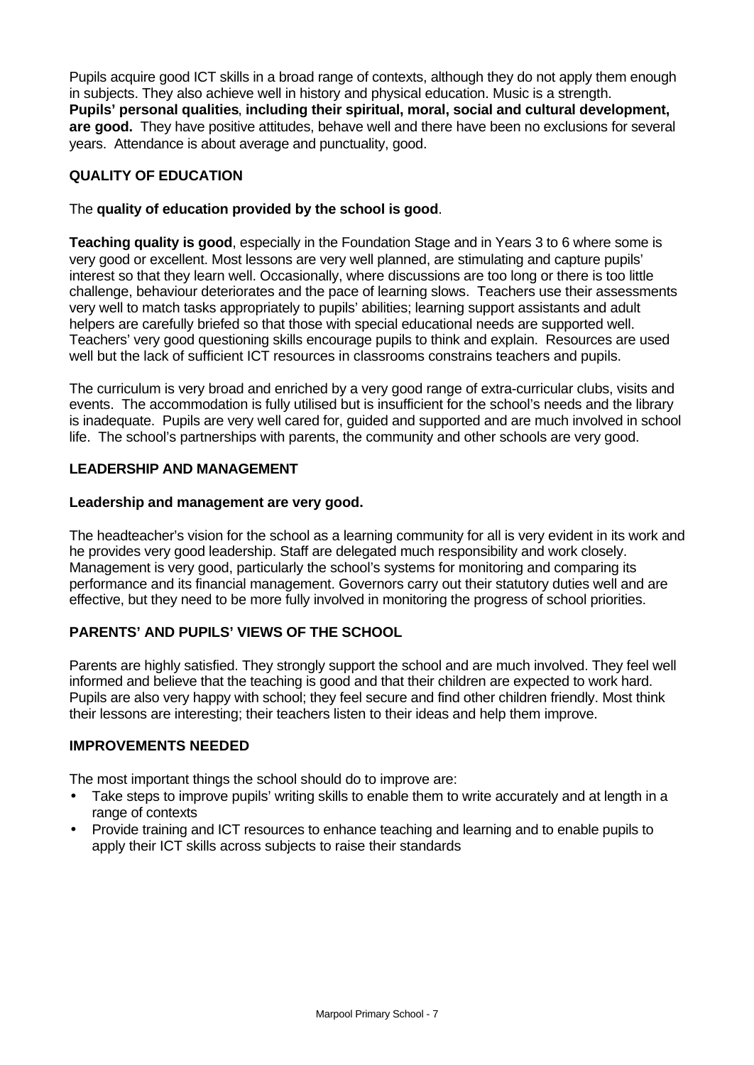Pupils acquire good ICT skills in a broad range of contexts, although they do not apply them enough in subjects. They also achieve well in history and physical education. Music is a strength. **Pupils' personal qualities**, **including their spiritual, moral, social and cultural development, are good.** They have positive attitudes, behave well and there have been no exclusions for several years. Attendance is about average and punctuality, good.

## QUALITY OF EDUCATION

The **quality of education provided by the school is good**.

**Teaching quality is good**, especially in the Foundation Stage and in Years 3 to 6 where some is very good or excellent. Most lessons are very well planned, are stimulating and capture pupils' interest so that they learn well. Occasionally, where discussions are too long or there is too little challenge, behaviour deteriorates and the pace of learning slows. Teachers use their assessments very well to match tasks appropriately to pupils' abilities; learning support assistants and adult helpers are carefully briefed so that those with special educational needs are supported well. Teachers' very good questioning skills encourage pupils to think and explain. Resources are used well but the lack of sufficient ICT resources in classrooms constrains teachers and pupils.

The curriculum is very broad and enriched by a very good range of extra-curricular clubs, visits and events. The accommodation is fully utilised but is insufficient for the school's needs and the library is inadequate. Pupils are very well cared for, guided and supported and are much involved in school life. The school's partnerships with parents, the community and other schools are very good.

## LEADERSHIP AND MANAGEMENT

**Leadership and management are very good.**

The headteacher's vision for the school as a learning community for all is very evident in its work and he provides very good leadership. Staff are delegated much responsibility and work closely. Management is very good, particularly the school's systems for monitoring and comparing its performance and its financial management. Governors carry out their statutory duties well and are effective, but they need to be more fully involved in monitoring the progress of school priorities.

## PARENTS' AND PUPILS' VIEWS OF THE SCHOOL

Parents are highly satisfied. They strongly support the school and are much involved. They feel well informed and believe that the teaching is good and that their children are expected to work hard. Pupils are also very happy with school; they feel secure and find other children friendly. Most think their lessons are interesting; their teachers listen to their ideas and help them improve.

## IMPROVEMENTS NEEDED

The most important things the school should do to improve are:

- Take steps to improve pupils' writing skills to enable them to write accurately and at length in a range of contexts
- Provide training and ICT resources to enhance teaching and learning and to enable pupils to apply their ICT skills across subjects to raise their standards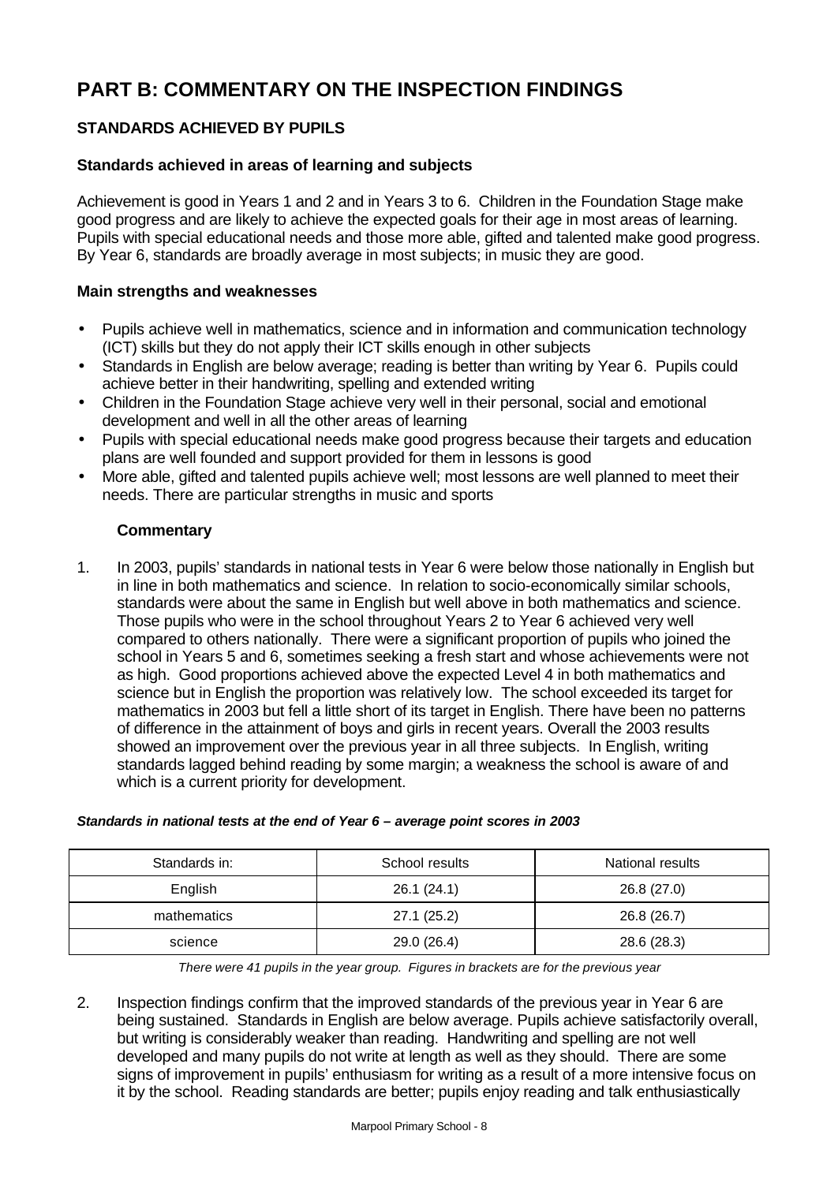# PART B: COMMENTARY ON THE INSPECTION FINDINGS

## STANDARDS ACHIEVED BY PUPILS

### Standards achieved in areas of learning and subjects

Achievement is good in Years 1 and 2 and in Years 3 to 6. Children in the Foundation Stage make good progress and are likely to achieve the expected goals for their age in most areas of learning. Pupils with special educational needs and those more able, gifted and talented make good progress. By Year 6, standards are broadly average in most subjects; in music they are good.

### Main strengths and weaknesses

- Pupils achieve well in mathematics, science and in information and communication technology (ICT) skills but they do not apply their ICT skills enough in other subjects
- Standards in English are below average; reading is better than writing by Year 6. Pupils could achieve better in their handwriting, spelling and extended writing
- Children in the Foundation Stage achieve very well in their personal, social and emotional development and well in all the other areas of learning
- Pupils with special educational needs make good progress because their targets and education plans are well founded and support provided for them in lessons is good
- More able, gifted and talented pupils achieve well; most lessons are well planned to meet their needs. There are particular strengths in music and sports

#### Commentary

1. In 2003, pupils' standards in national tests in Year 6 were below those nationally in English but in line in both mathematics and science. In relation to socio-economically similar schools, standards were about the same in English but well above in both mathematics and science. Those pupils who were in the school throughout Years 2 to Year 6 achieved very well compared to others nationally. There were a significant proportion of pupils who joined the school in Years 5 and 6, sometimes seeking a fresh start and whose achievements were not as high. Good proportions achieved above the expected Level 4 in both mathematics and science but in English the proportion was relatively low. The school exceeded its target for mathematics in 2003 but fell a little short of its target in English. There have been no patterns of difference in the attainment of boys and girls in recent years. Overall the 2003 results showed an improvement over the previous year in all three subjects. In English, writing standards lagged behind reading by some margin; a weakness the school is aware of and which is a current priority for development.

***Standards in national tests at the end of Year 6 – average point scores in 2003***

| Standards in: | School results | National results |
|---|---|---|
| English | 26.1 (24.1) | 26.8 (27.0) |
| mathematics | 27.1 (25.2) | 26.8 (26.7) |
| science | 29.0 (26.4) | 28.6 (28.3) |

*There were 41 pupils in the year group. Figures in brackets are for the previous year*

2. Inspection findings confirm that the improved standards of the previous year in Year 6 are being sustained. Standards in English are below average. Pupils achieve satisfactorily overall, but writing is considerably weaker than reading. Handwriting and spelling are not well developed and many pupils do not write at length as well as they should. There are some signs of improvement in pupils' enthusiasm for writing as a result of a more intensive focus on it by the school. Reading standards are better; pupils enjoy reading and talk enthusiastically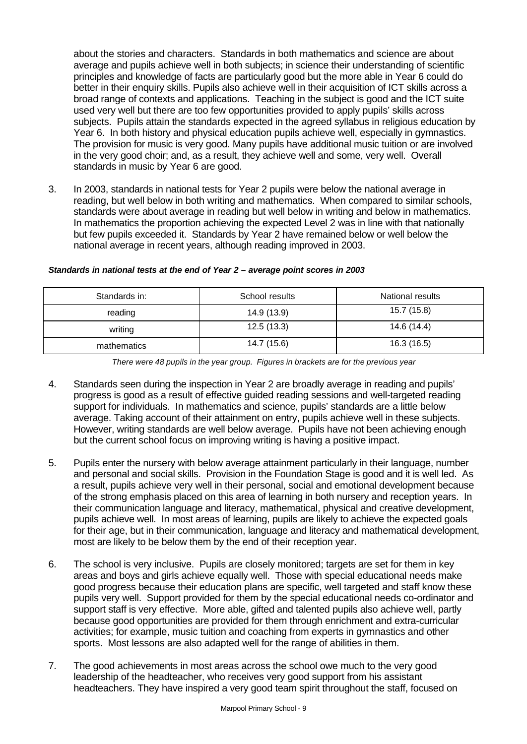about the stories and characters. Standards in both mathematics and science are about average and pupils achieve well in both subjects; in science their understanding of scientific principles and knowledge of facts are particularly good but the more able in Year 6 could do better in their enquiry skills. Pupils also achieve well in their acquisition of ICT skills across a broad range of contexts and applications. Teaching in the subject is good and the ICT suite used very well but there are too few opportunities provided to apply pupils' skills across subjects. Pupils attain the standards expected in the agreed syllabus in religious education by Year 6. In both history and physical education pupils achieve well, especially in gymnastics. The provision for music is very good. Many pupils have additional music tuition or are involved in the very good choir; and, as a result, they achieve well and some, very well. Overall standards in music by Year 6 are good.

3. In 2003, standards in national tests for Year 2 pupils were below the national average in reading, but well below in both writing and mathematics. When compared to similar schools, standards were about average in reading but well below in writing and below in mathematics. In mathematics the proportion achieving the expected Level 2 was in line with that nationally but few pupils exceeded it. Standards by Year 2 have remained below or well below the national average in recent years, although reading improved in 2003.

***Standards in national tests at the end of Year 2 – average point scores in 2003***

| Standards in: | School results | National results |
|---|---|---|
| reading | 14.9 (13.9) | 15.7 (15.8) |
| writing | 12.5 (13.3) | 14.6 (14.4) |
| mathematics | 14.7 (15.6) | 16.3 (16.5) |

*There were 48 pupils in the year group. Figures in brackets are for the previous year*

4. Standards seen during the inspection in Year 2 are broadly average in reading and pupils' progress is good as a result of effective guided reading sessions and well-targeted reading support for individuals. In mathematics and science, pupils' standards are a little below average. Taking account of their attainment on entry, pupils achieve well in these subjects. However, writing standards are well below average. Pupils have not been achieving enough but the current school focus on improving writing is having a positive impact.

5. Pupils enter the nursery with below average attainment particularly in their language, number and personal and social skills. Provision in the Foundation Stage is good and it is well led. As a result, pupils achieve very well in their personal, social and emotional development because of the strong emphasis placed on this area of learning in both nursery and reception years. In their communication language and literacy, mathematical, physical and creative development, pupils achieve well. In most areas of learning, pupils are likely to achieve the expected goals for their age, but in their communication, language and literacy and mathematical development, most are likely to be below them by the end of their reception year.

6. The school is very inclusive. Pupils are closely monitored; targets are set for them in key areas and boys and girls achieve equally well. Those with special educational needs make good progress because their education plans are specific, well targeted and staff know these pupils very well. Support provided for them by the special educational needs co-ordinator and support staff is very effective. More able, gifted and talented pupils also achieve well, partly because good opportunities are provided for them through enrichment and extra-curricular activities; for example, music tuition and coaching from experts in gymnastics and other sports. Most lessons are also adapted well for the range of abilities in them.

7. The good achievements in most areas across the school owe much to the very good leadership of the headteacher, who receives very good support from his assistant headteachers. They have inspired a very good team spirit throughout the staff, focused on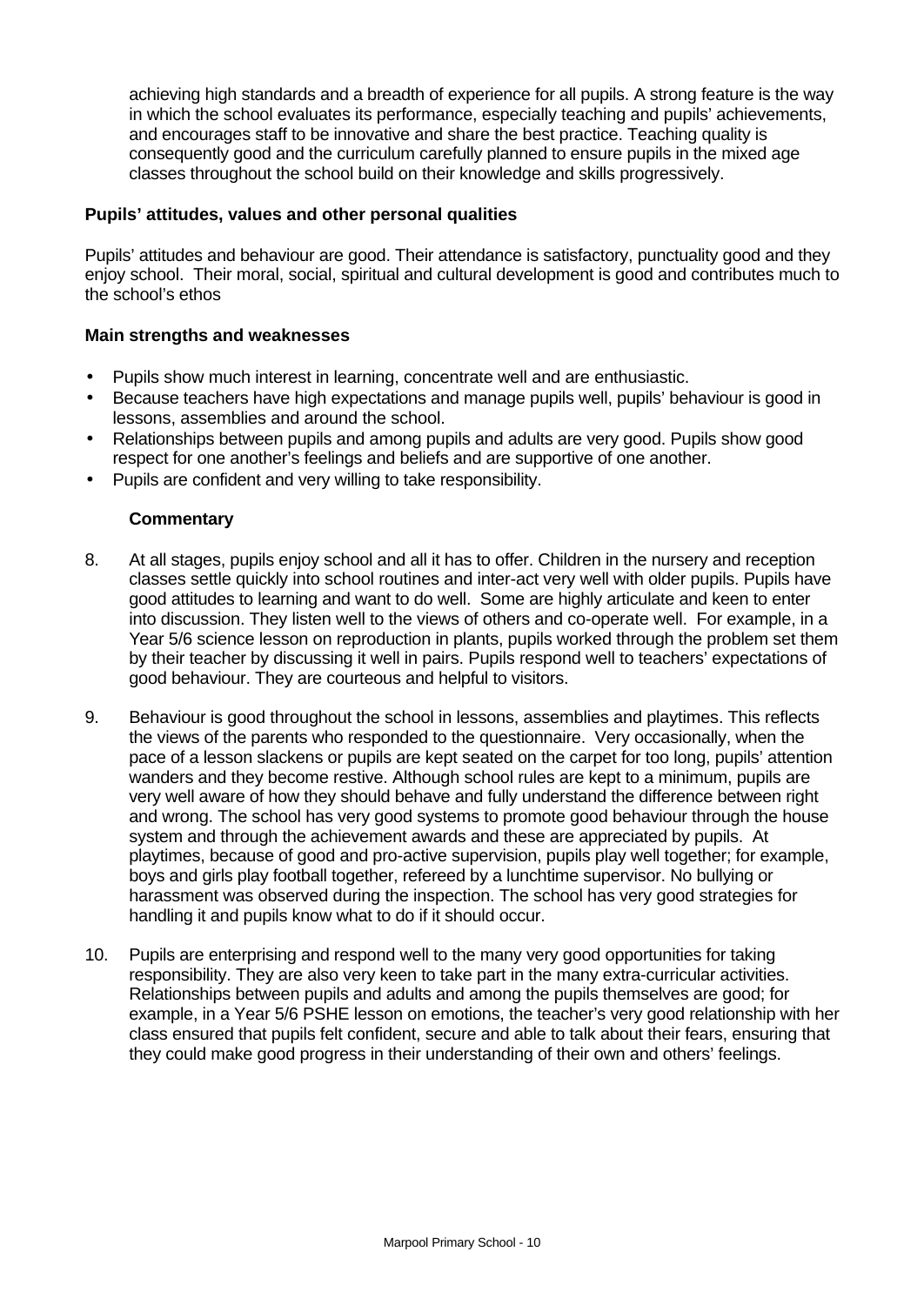achieving high standards and a breadth of experience for all pupils. A strong feature is the way in which the school evaluates its performance, especially teaching and pupils' achievements, and encourages staff to be innovative and share the best practice. Teaching quality is consequently good and the curriculum carefully planned to ensure pupils in the mixed age classes throughout the school build on their knowledge and skills progressively.

**Pupils' attitudes, values and other personal qualities**

Pupils' attitudes and behaviour are good. Their attendance is satisfactory, punctuality good and they enjoy school. Their moral, social, spiritual and cultural development is good and contributes much to the school's ethos

**Main strengths and weaknesses**

- Pupils show much interest in learning, concentrate well and are enthusiastic.
- Because teachers have high expectations and manage pupils well, pupils' behaviour is good in lessons, assemblies and around the school.
- Relationships between pupils and among pupils and adults are very good. Pupils show good respect for one another's feelings and beliefs and are supportive of one another.
- Pupils are confident and very willing to take responsibility.

**Commentary**

8. At all stages, pupils enjoy school and all it has to offer. Children in the nursery and reception classes settle quickly into school routines and inter-act very well with older pupils. Pupils have good attitudes to learning and want to do well. Some are highly articulate and keen to enter into discussion. They listen well to the views of others and co-operate well. For example, in a Year 5/6 science lesson on reproduction in plants, pupils worked through the problem set them by their teacher by discussing it well in pairs. Pupils respond well to teachers' expectations of good behaviour. They are courteous and helpful to visitors.

9. Behaviour is good throughout the school in lessons, assemblies and playtimes. This reflects the views of the parents who responded to the questionnaire. Very occasionally, when the pace of a lesson slackens or pupils are kept seated on the carpet for too long, pupils' attention wanders and they become restive. Although school rules are kept to a minimum, pupils are very well aware of how they should behave and fully understand the difference between right and wrong. The school has very good systems to promote good behaviour through the house system and through the achievement awards and these are appreciated by pupils. At playtimes, because of good and pro-active supervision, pupils play well together; for example, boys and girls play football together, refereed by a lunchtime supervisor. No bullying or harassment was observed during the inspection. The school has very good strategies for handling it and pupils know what to do if it should occur.

10. Pupils are enterprising and respond well to the many very good opportunities for taking responsibility. They are also very keen to take part in the many extra-curricular activities. Relationships between pupils and adults and among the pupils themselves are good; for example, in a Year 5/6 PSHE lesson on emotions, the teacher's very good relationship with her class ensured that pupils felt confident, secure and able to talk about their fears, ensuring that they could make good progress in their understanding of their own and others' feelings.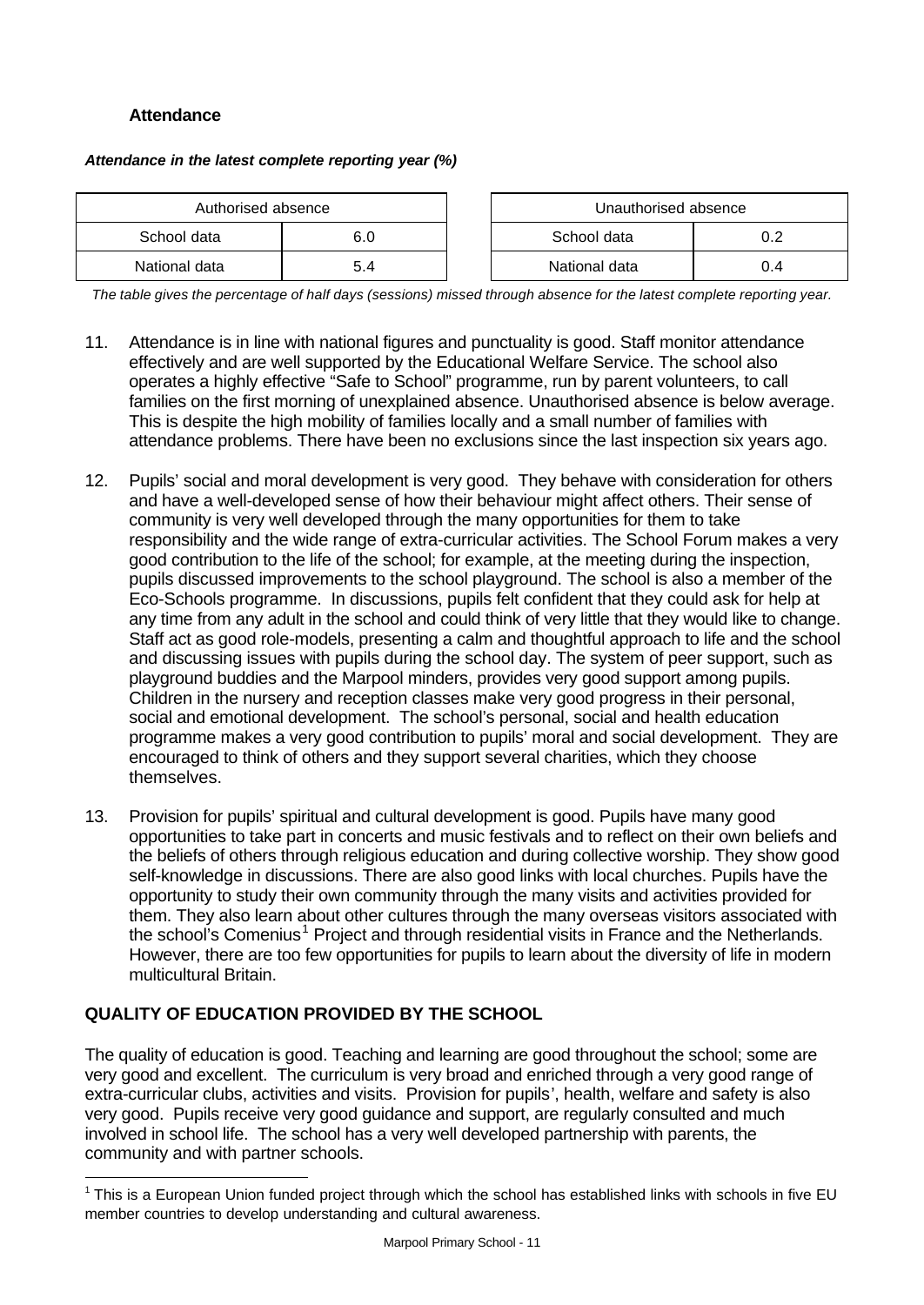### Attendance

***Attendance in the latest complete reporting year (%)***

| Authorised absence | |
|---|---|
| School data | 6.0 |
| National data | 5.4 |

| Unauthorised absence | |
|---|---|
| School data | 0.2 |
| National data | 0.4 |

*The table gives the percentage of half days (sessions) missed through absence for the latest complete reporting year.*

11. Attendance is in line with national figures and punctuality is good. Staff monitor attendance effectively and are well supported by the Educational Welfare Service. The school also operates a highly effective "Safe to School" programme, run by parent volunteers, to call families on the first morning of unexplained absence. Unauthorised absence is below average. This is despite the high mobility of families locally and a small number of families with attendance problems. There have been no exclusions since the last inspection six years ago.

12. Pupils' social and moral development is very good. They behave with consideration for others and have a well-developed sense of how their behaviour might affect others. Their sense of community is very well developed through the many opportunities for them to take responsibility and the wide range of extra-curricular activities. The School Forum makes a very good contribution to the life of the school; for example, at the meeting during the inspection, pupils discussed improvements to the school playground. The school is also a member of the Eco-Schools programme. In discussions, pupils felt confident that they could ask for help at any time from any adult in the school and could think of very little that they would like to change. Staff act as good role-models, presenting a calm and thoughtful approach to life and the school and discussing issues with pupils during the school day. The system of peer support, such as playground buddies and the Marpool minders, provides very good support among pupils. Children in the nursery and reception classes make very good progress in their personal, social and emotional development. The school's personal, social and health education programme makes a very good contribution to pupils' moral and social development. They are encouraged to think of others and they support several charities, which they choose themselves.

13. Provision for pupils' spiritual and cultural development is good. Pupils have many good opportunities to take part in concerts and music festivals and to reflect on their own beliefs and the beliefs of others through religious education and during collective worship. They show good self-knowledge in discussions. There are also good links with local churches. Pupils have the opportunity to study their own community through the many visits and activities provided for them. They also learn about other cultures through the many overseas visitors associated with the school's Comenius[1] Project and through residential visits in France and the Netherlands. However, there are too few opportunities for pupils to learn about the diversity of life in modern multicultural Britain.

## QUALITY OF EDUCATION PROVIDED BY THE SCHOOL

The quality of education is good. Teaching and learning are good throughout the school; some are very good and excellent. The curriculum is very broad and enriched through a very good range of extra-curricular clubs, activities and visits. Provision for pupils', health, welfare and safety is also very good. Pupils receive very good guidance and support, are regularly consulted and much involved in school life. The school has a very well developed partnership with parents, the community and with partner schools.

[1] This is a European Union funded project through which the school has established links with schools in five EU member countries to develop understanding and cultural awareness.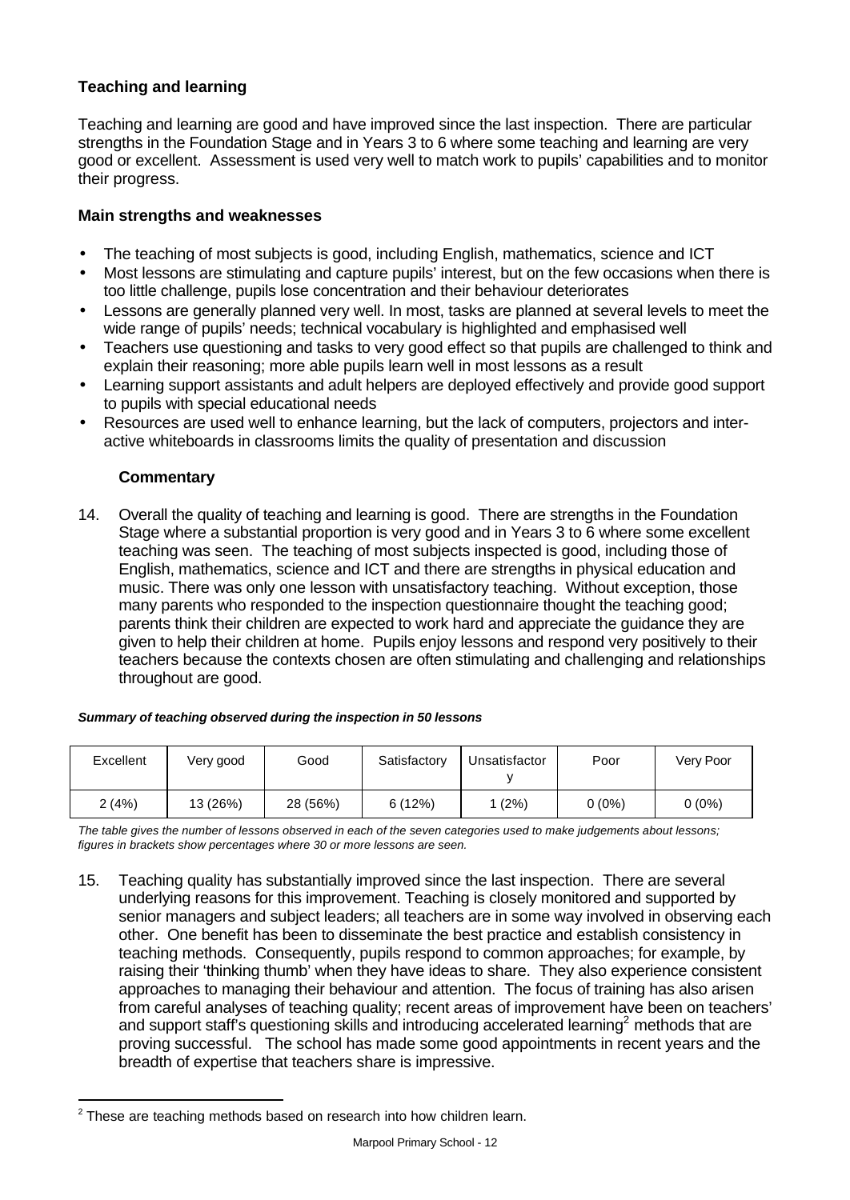### Teaching and learning

Teaching and learning are good and have improved since the last inspection. There are particular strengths in the Foundation Stage and in Years 3 to 6 where some teaching and learning are very good or excellent. Assessment is used very well to match work to pupils' capabilities and to monitor their progress.

#### Main strengths and weaknesses

- The teaching of most subjects is good, including English, mathematics, science and ICT
- Most lessons are stimulating and capture pupils' interest, but on the few occasions when there is too little challenge, pupils lose concentration and their behaviour deteriorates
- Lessons are generally planned very well. In most, tasks are planned at several levels to meet the wide range of pupils' needs; technical vocabulary is highlighted and emphasised well
- Teachers use questioning and tasks to very good effect so that pupils are challenged to think and explain their reasoning; more able pupils learn well in most lessons as a result
- Learning support assistants and adult helpers are deployed effectively and provide good support to pupils with special educational needs
- Resources are used well to enhance learning, but the lack of computers, projectors and inter-active whiteboards in classrooms limits the quality of presentation and discussion

#### Commentary

14. Overall the quality of teaching and learning is good. There are strengths in the Foundation Stage where a substantial proportion is very good and in Years 3 to 6 where some excellent teaching was seen. The teaching of most subjects inspected is good, including those of English, mathematics, science and ICT and there are strengths in physical education and music. There was only one lesson with unsatisfactory teaching. Without exception, those many parents who responded to the inspection questionnaire thought the teaching good; parents think their children are expected to work hard and appreciate the guidance they are given to help their children at home. Pupils enjoy lessons and respond very positively to their teachers because the contexts chosen are often stimulating and challenging and relationships throughout are good.

***Summary of teaching observed during the inspection in 50 lessons***

| Excellent | Very good | Good | Satisfactory | Unsatisfactory | Poor | Very Poor |
|---|---|---|---|---|---|---|
| 2 (4%) | 13 (26%) | 28 (56%) | 6 (12%) | 1 (2%) | 0 (0%) | 0 (0%) |

*The table gives the number of lessons observed in each of the seven categories used to make judgements about lessons; figures in brackets show percentages where 30 or more lessons are seen.*

15. Teaching quality has substantially improved since the last inspection. There are several underlying reasons for this improvement. Teaching is closely monitored and supported by senior managers and subject leaders; all teachers are in some way involved in observing each other. One benefit has been to disseminate the best practice and establish consistency in teaching methods. Consequently, pupils respond to common approaches; for example, by raising their 'thinking thumb' when they have ideas to share. They also experience consistent approaches to managing their behaviour and attention. The focus of training has also arisen from careful analyses of teaching quality; recent areas of improvement have been on teachers' and support staff's questioning skills and introducing accelerated learning[2] methods that are proving successful. The school has made some good appointments in recent years and the breadth of expertise that teachers share is impressive.

[2] These are teaching methods based on research into how children learn.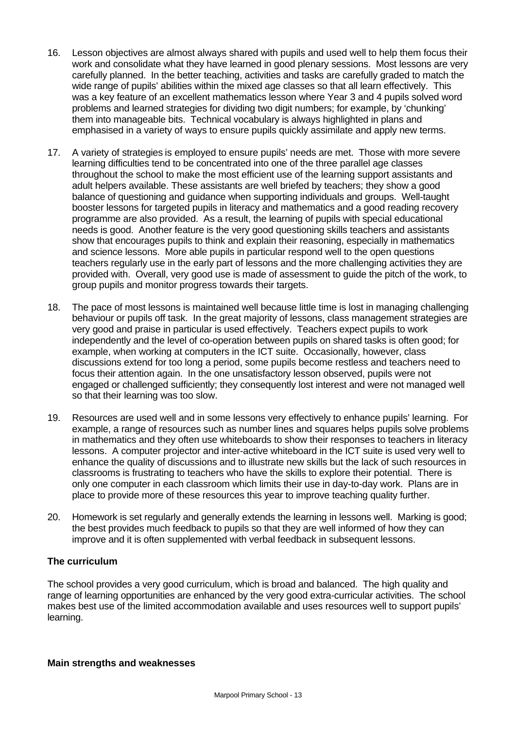16. Lesson objectives are almost always shared with pupils and used well to help them focus their work and consolidate what they have learned in good plenary sessions. Most lessons are very carefully planned. In the better teaching, activities and tasks are carefully graded to match the wide range of pupils' abilities within the mixed age classes so that all learn effectively. This was a key feature of an excellent mathematics lesson where Year 3 and 4 pupils solved word problems and learned strategies for dividing two digit numbers; for example, by 'chunking' them into manageable bits. Technical vocabulary is always highlighted in plans and emphasised in a variety of ways to ensure pupils quickly assimilate and apply new terms.

17. A variety of strategies is employed to ensure pupils' needs are met. Those with more severe learning difficulties tend to be concentrated into one of the three parallel age classes throughout the school to make the most efficient use of the learning support assistants and adult helpers available. These assistants are well briefed by teachers; they show a good balance of questioning and guidance when supporting individuals and groups. Well-taught booster lessons for targeted pupils in literacy and mathematics and a good reading recovery programme are also provided. As a result, the learning of pupils with special educational needs is good. Another feature is the very good questioning skills teachers and assistants show that encourages pupils to think and explain their reasoning, especially in mathematics and science lessons. More able pupils in particular respond well to the open questions teachers regularly use in the early part of lessons and the more challenging activities they are provided with. Overall, very good use is made of assessment to guide the pitch of the work, to group pupils and monitor progress towards their targets.

18. The pace of most lessons is maintained well because little time is lost in managing challenging behaviour or pupils off task. In the great majority of lessons, class management strategies are very good and praise in particular is used effectively. Teachers expect pupils to work independently and the level of co-operation between pupils on shared tasks is often good; for example, when working at computers in the ICT suite. Occasionally, however, class discussions extend for too long a period, some pupils become restless and teachers need to focus their attention again. In the one unsatisfactory lesson observed, pupils were not engaged or challenged sufficiently; they consequently lost interest and were not managed well so that their learning was too slow.

19. Resources are used well and in some lessons very effectively to enhance pupils' learning. For example, a range of resources such as number lines and squares helps pupils solve problems in mathematics and they often use whiteboards to show their responses to teachers in literacy lessons. A computer projector and inter-active whiteboard in the ICT suite is used very well to enhance the quality of discussions and to illustrate new skills but the lack of such resources in classrooms is frustrating to teachers who have the skills to explore their potential. There is only one computer in each classroom which limits their use in day-to-day work. Plans are in place to provide more of these resources this year to improve teaching quality further.

20. Homework is set regularly and generally extends the learning in lessons well. Marking is good; the best provides much feedback to pupils so that they are well informed of how they can improve and it is often supplemented with verbal feedback in subsequent lessons.

### The curriculum

The school provides a very good curriculum, which is broad and balanced. The high quality and range of learning opportunities are enhanced by the very good extra-curricular activities. The school makes best use of the limited accommodation available and uses resources well to support pupils' learning.

#### Main strengths and weaknesses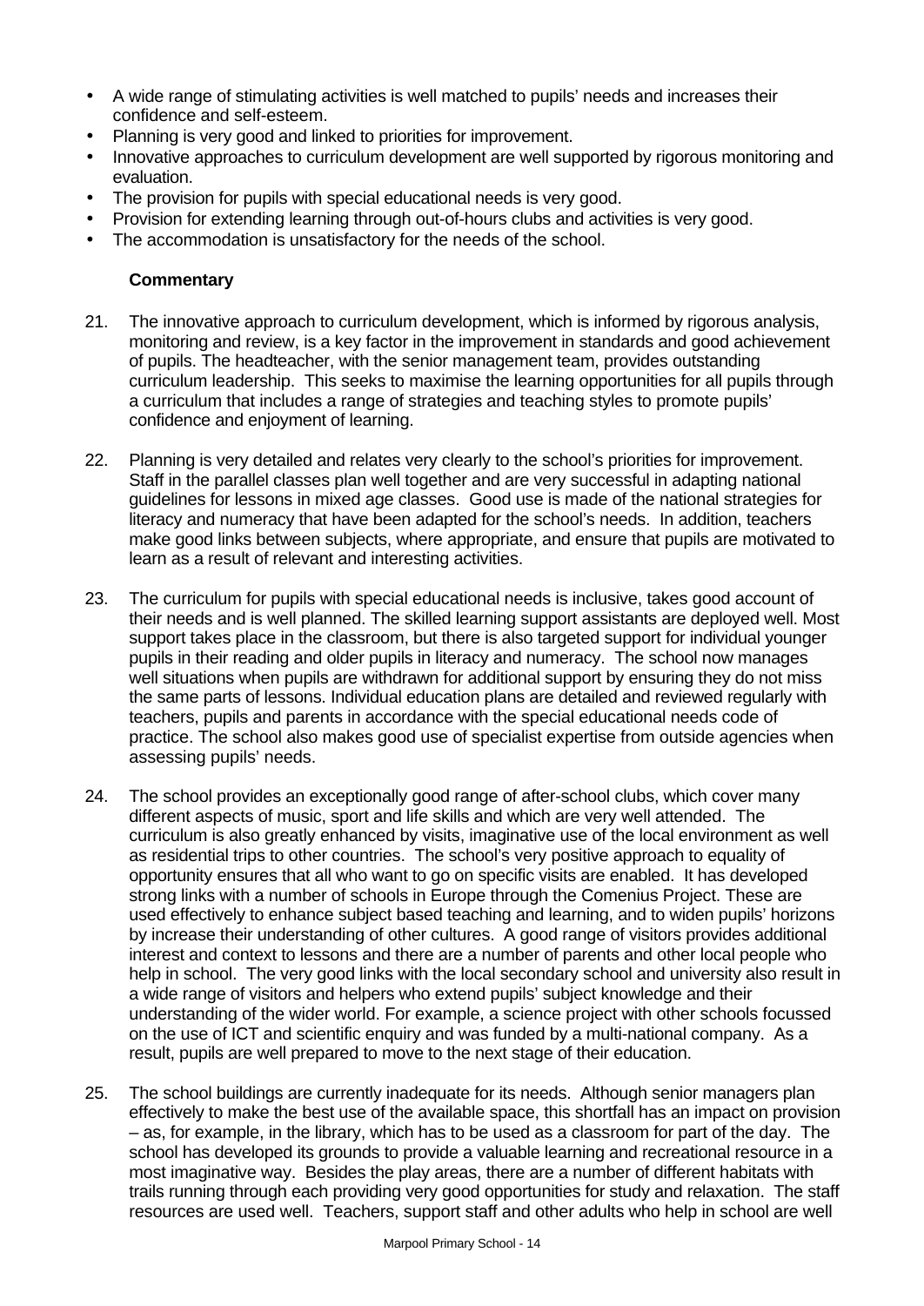- A wide range of stimulating activities is well matched to pupils' needs and increases their confidence and self-esteem.
- Planning is very good and linked to priorities for improvement.
- Innovative approaches to curriculum development are well supported by rigorous monitoring and evaluation.
- The provision for pupils with special educational needs is very good.
- Provision for extending learning through out-of-hours clubs and activities is very good.
- The accommodation is unsatisfactory for the needs of the school.

**Commentary**

21. The innovative approach to curriculum development, which is informed by rigorous analysis, monitoring and review, is a key factor in the improvement in standards and good achievement of pupils. The headteacher, with the senior management team, provides outstanding curriculum leadership. This seeks to maximise the learning opportunities for all pupils through a curriculum that includes a range of strategies and teaching styles to promote pupils' confidence and enjoyment of learning.

22. Planning is very detailed and relates very clearly to the school's priorities for improvement. Staff in the parallel classes plan well together and are very successful in adapting national guidelines for lessons in mixed age classes. Good use is made of the national strategies for literacy and numeracy that have been adapted for the school's needs. In addition, teachers make good links between subjects, where appropriate, and ensure that pupils are motivated to learn as a result of relevant and interesting activities.

23. The curriculum for pupils with special educational needs is inclusive, takes good account of their needs and is well planned. The skilled learning support assistants are deployed well. Most support takes place in the classroom, but there is also targeted support for individual younger pupils in their reading and older pupils in literacy and numeracy. The school now manages well situations when pupils are withdrawn for additional support by ensuring they do not miss the same parts of lessons. Individual education plans are detailed and reviewed regularly with teachers, pupils and parents in accordance with the special educational needs code of practice. The school also makes good use of specialist expertise from outside agencies when assessing pupils' needs.

24. The school provides an exceptionally good range of after-school clubs, which cover many different aspects of music, sport and life skills and which are very well attended. The curriculum is also greatly enhanced by visits, imaginative use of the local environment as well as residential trips to other countries. The school's very positive approach to equality of opportunity ensures that all who want to go on specific visits are enabled. It has developed strong links with a number of schools in Europe through the Comenius Project. These are used effectively to enhance subject based teaching and learning, and to widen pupils' horizons by increase their understanding of other cultures. A good range of visitors provides additional interest and context to lessons and there are a number of parents and other local people who help in school. The very good links with the local secondary school and university also result in a wide range of visitors and helpers who extend pupils' subject knowledge and their understanding of the wider world. For example, a science project with other schools focussed on the use of ICT and scientific enquiry and was funded by a multi-national company. As a result, pupils are well prepared to move to the next stage of their education.

25. The school buildings are currently inadequate for its needs. Although senior managers plan effectively to make the best use of the available space, this shortfall has an impact on provision – as, for example, in the library, which has to be used as a classroom for part of the day. The school has developed its grounds to provide a valuable learning and recreational resource in a most imaginative way. Besides the play areas, there are a number of different habitats with trails running through each providing very good opportunities for study and relaxation. The staff resources are used well. Teachers, support staff and other adults who help in school are well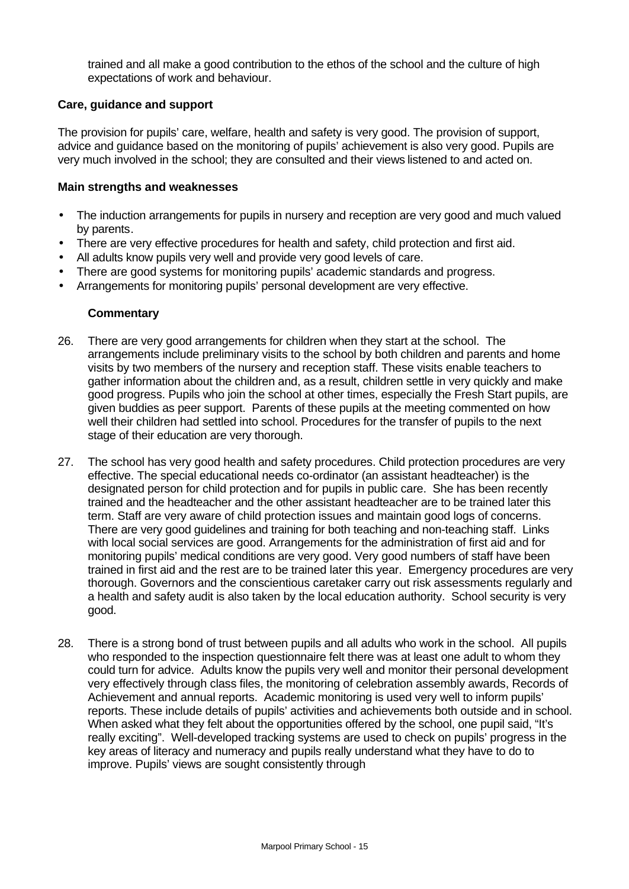trained and all make a good contribution to the ethos of the school and the culture of high expectations of work and behaviour.

**Care, guidance and support**

The provision for pupils' care, welfare, health and safety is very good. The provision of support, advice and guidance based on the monitoring of pupils' achievement is also very good. Pupils are very much involved in the school; they are consulted and their views listened to and acted on.

**Main strengths and weaknesses**

- The induction arrangements for pupils in nursery and reception are very good and much valued by parents.
- There are very effective procedures for health and safety, child protection and first aid.
- All adults know pupils very well and provide very good levels of care.
- There are good systems for monitoring pupils' academic standards and progress.
- Arrangements for monitoring pupils' personal development are very effective.

**Commentary**

26. There are very good arrangements for children when they start at the school. The arrangements include preliminary visits to the school by both children and parents and home visits by two members of the nursery and reception staff. These visits enable teachers to gather information about the children and, as a result, children settle in very quickly and make good progress. Pupils who join the school at other times, especially the Fresh Start pupils, are given buddies as peer support. Parents of these pupils at the meeting commented on how well their children had settled into school. Procedures for the transfer of pupils to the next stage of their education are very thorough.

27. The school has very good health and safety procedures. Child protection procedures are very effective. The special educational needs co-ordinator (an assistant headteacher) is the designated person for child protection and for pupils in public care. She has been recently trained and the headteacher and the other assistant headteacher are to be trained later this term. Staff are very aware of child protection issues and maintain good logs of concerns. There are very good guidelines and training for both teaching and non-teaching staff. Links with local social services are good. Arrangements for the administration of first aid and for monitoring pupils' medical conditions are very good. Very good numbers of staff have been trained in first aid and the rest are to be trained later this year. Emergency procedures are very thorough. Governors and the conscientious caretaker carry out risk assessments regularly and a health and safety audit is also taken by the local education authority. School security is very good.

28. There is a strong bond of trust between pupils and all adults who work in the school. All pupils who responded to the inspection questionnaire felt there was at least one adult to whom they could turn for advice. Adults know the pupils very well and monitor their personal development very effectively through class files, the monitoring of celebration assembly awards, Records of Achievement and annual reports. Academic monitoring is used very well to inform pupils' reports. These include details of pupils' activities and achievements both outside and in school. When asked what they felt about the opportunities offered by the school, one pupil said, "It's really exciting". Well-developed tracking systems are used to check on pupils' progress in the key areas of literacy and numeracy and pupils really understand what they have to do to improve. Pupils' views are sought consistently through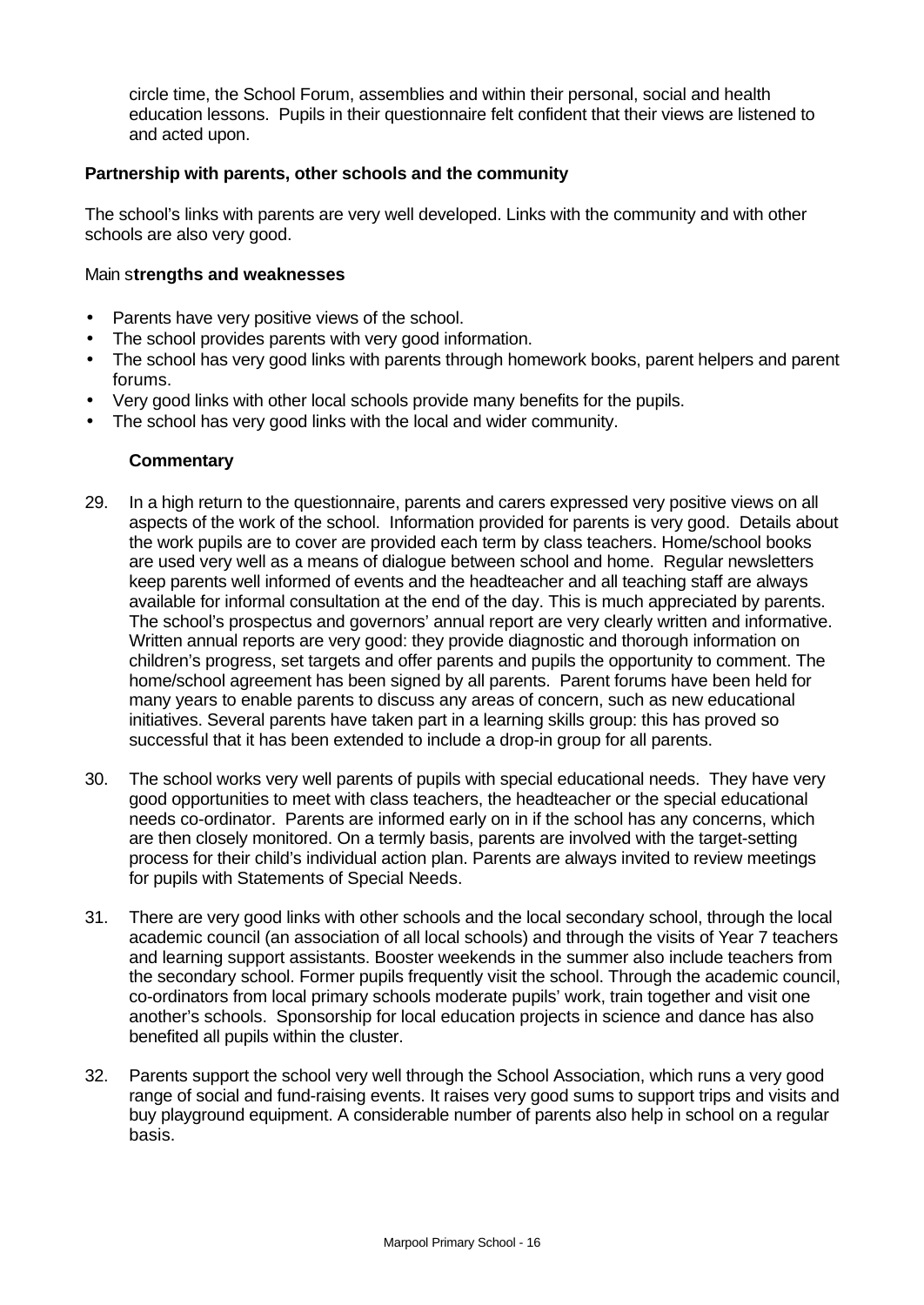circle time, the School Forum, assemblies and within their personal, social and health education lessons. Pupils in their questionnaire felt confident that their views are listened to and acted upon.

**Partnership with parents, other schools and the community**

The school's links with parents are very well developed. Links with the community and with other schools are also very good.

Main s**trengths and weaknesses**

- Parents have very positive views of the school.
- The school provides parents with very good information.
- The school has very good links with parents through homework books, parent helpers and parent forums.
- Very good links with other local schools provide many benefits for the pupils.
- The school has very good links with the local and wider community.

**Commentary**

29. In a high return to the questionnaire, parents and carers expressed very positive views on all aspects of the work of the school. Information provided for parents is very good. Details about the work pupils are to cover are provided each term by class teachers. Home/school books are used very well as a means of dialogue between school and home. Regular newsletters keep parents well informed of events and the headteacher and all teaching staff are always available for informal consultation at the end of the day. This is much appreciated by parents. The school's prospectus and governors' annual report are very clearly written and informative. Written annual reports are very good: they provide diagnostic and thorough information on children's progress, set targets and offer parents and pupils the opportunity to comment. The home/school agreement has been signed by all parents. Parent forums have been held for many years to enable parents to discuss any areas of concern, such as new educational initiatives. Several parents have taken part in a learning skills group: this has proved so successful that it has been extended to include a drop-in group for all parents.

30. The school works very well parents of pupils with special educational needs. They have very good opportunities to meet with class teachers, the headteacher or the special educational needs co-ordinator. Parents are informed early on in if the school has any concerns, which are then closely monitored. On a termly basis, parents are involved with the target-setting process for their child's individual action plan. Parents are always invited to review meetings for pupils with Statements of Special Needs.

31. There are very good links with other schools and the local secondary school, through the local academic council (an association of all local schools) and through the visits of Year 7 teachers and learning support assistants. Booster weekends in the summer also include teachers from the secondary school. Former pupils frequently visit the school. Through the academic council, co-ordinators from local primary schools moderate pupils' work, train together and visit one another's schools. Sponsorship for local education projects in science and dance has also benefited all pupils within the cluster.

32. Parents support the school very well through the School Association, which runs a very good range of social and fund-raising events. It raises very good sums to support trips and visits and buy playground equipment. A considerable number of parents also help in school on a regular basis.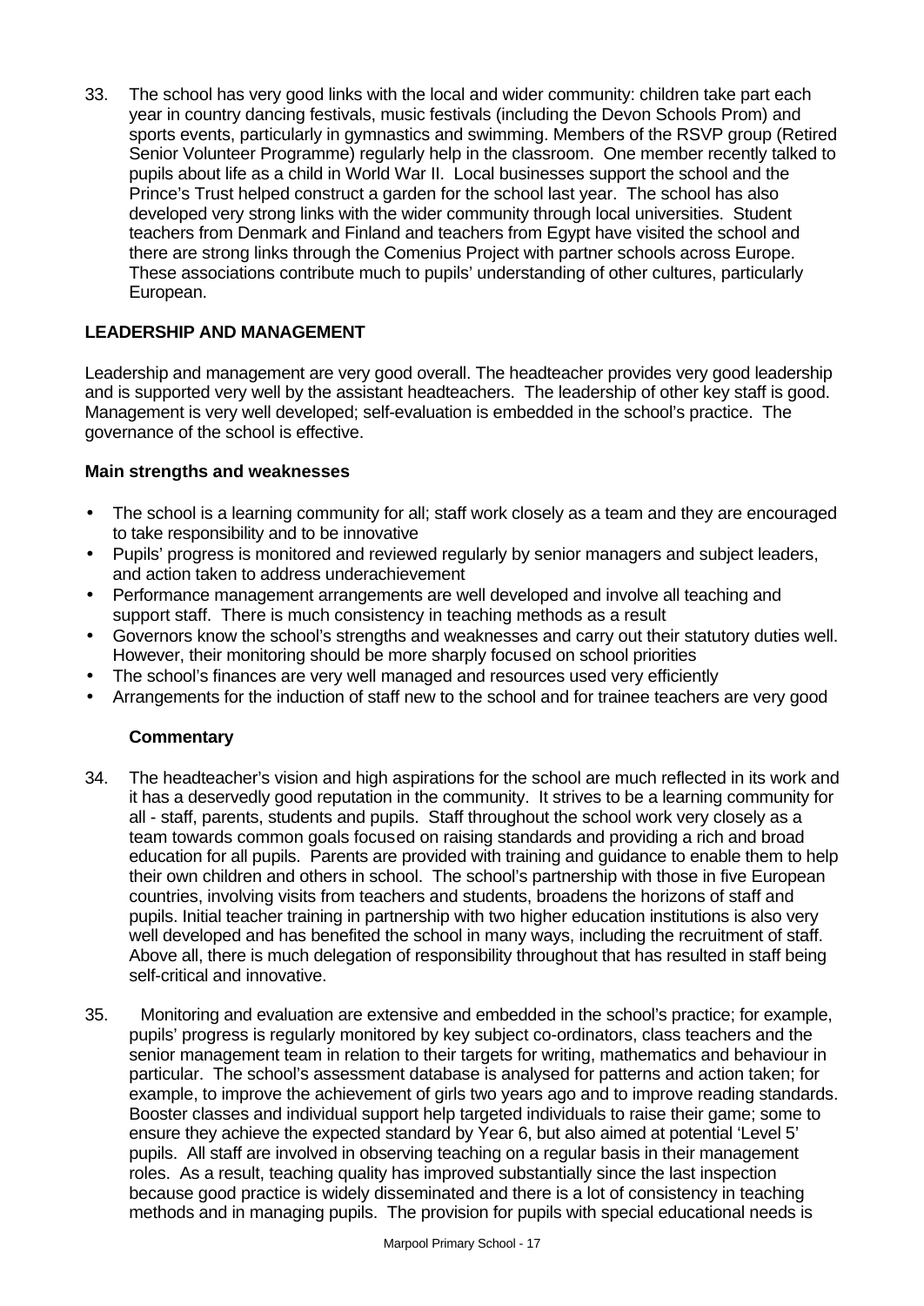33. The school has very good links with the local and wider community: children take part each year in country dancing festivals, music festivals (including the Devon Schools Prom) and sports events, particularly in gymnastics and swimming. Members of the RSVP group (Retired Senior Volunteer Programme) regularly help in the classroom. One member recently talked to pupils about life as a child in World War II. Local businesses support the school and the Prince's Trust helped construct a garden for the school last year. The school has also developed very strong links with the wider community through local universities. Student teachers from Denmark and Finland and teachers from Egypt have visited the school and there are strong links through the Comenius Project with partner schools across Europe. These associations contribute much to pupils' understanding of other cultures, particularly European.

## LEADERSHIP AND MANAGEMENT

Leadership and management are very good overall. The headteacher provides very good leadership and is supported very well by the assistant headteachers. The leadership of other key staff is good. Management is very well developed; self-evaluation is embedded in the school's practice. The governance of the school is effective.

### Main strengths and weaknesses

- The school is a learning community for all; staff work closely as a team and they are encouraged to take responsibility and to be innovative
- Pupils' progress is monitored and reviewed regularly by senior managers and subject leaders, and action taken to address underachievement
- Performance management arrangements are well developed and involve all teaching and support staff. There is much consistency in teaching methods as a result
- Governors know the school's strengths and weaknesses and carry out their statutory duties well. However, their monitoring should be more sharply focused on school priorities
- The school's finances are very well managed and resources used very efficiently
- Arrangements for the induction of staff new to the school and for trainee teachers are very good

### Commentary

34. The headteacher's vision and high aspirations for the school are much reflected in its work and it has a deservedly good reputation in the community. It strives to be a learning community for all - staff, parents, students and pupils. Staff throughout the school work very closely as a team towards common goals focused on raising standards and providing a rich and broad education for all pupils. Parents are provided with training and guidance to enable them to help their own children and others in school. The school's partnership with those in five European countries, involving visits from teachers and students, broadens the horizons of staff and pupils. Initial teacher training in partnership with two higher education institutions is also very well developed and has benefited the school in many ways, including the recruitment of staff. Above all, there is much delegation of responsibility throughout that has resulted in staff being self-critical and innovative.

35. Monitoring and evaluation are extensive and embedded in the school's practice; for example, pupils' progress is regularly monitored by key subject co-ordinators, class teachers and the senior management team in relation to their targets for writing, mathematics and behaviour in particular. The school's assessment database is analysed for patterns and action taken; for example, to improve the achievement of girls two years ago and to improve reading standards. Booster classes and individual support help targeted individuals to raise their game; some to ensure they achieve the expected standard by Year 6, but also aimed at potential 'Level 5' pupils. All staff are involved in observing teaching on a regular basis in their management roles. As a result, teaching quality has improved substantially since the last inspection because good practice is widely disseminated and there is a lot of consistency in teaching methods and in managing pupils. The provision for pupils with special educational needs is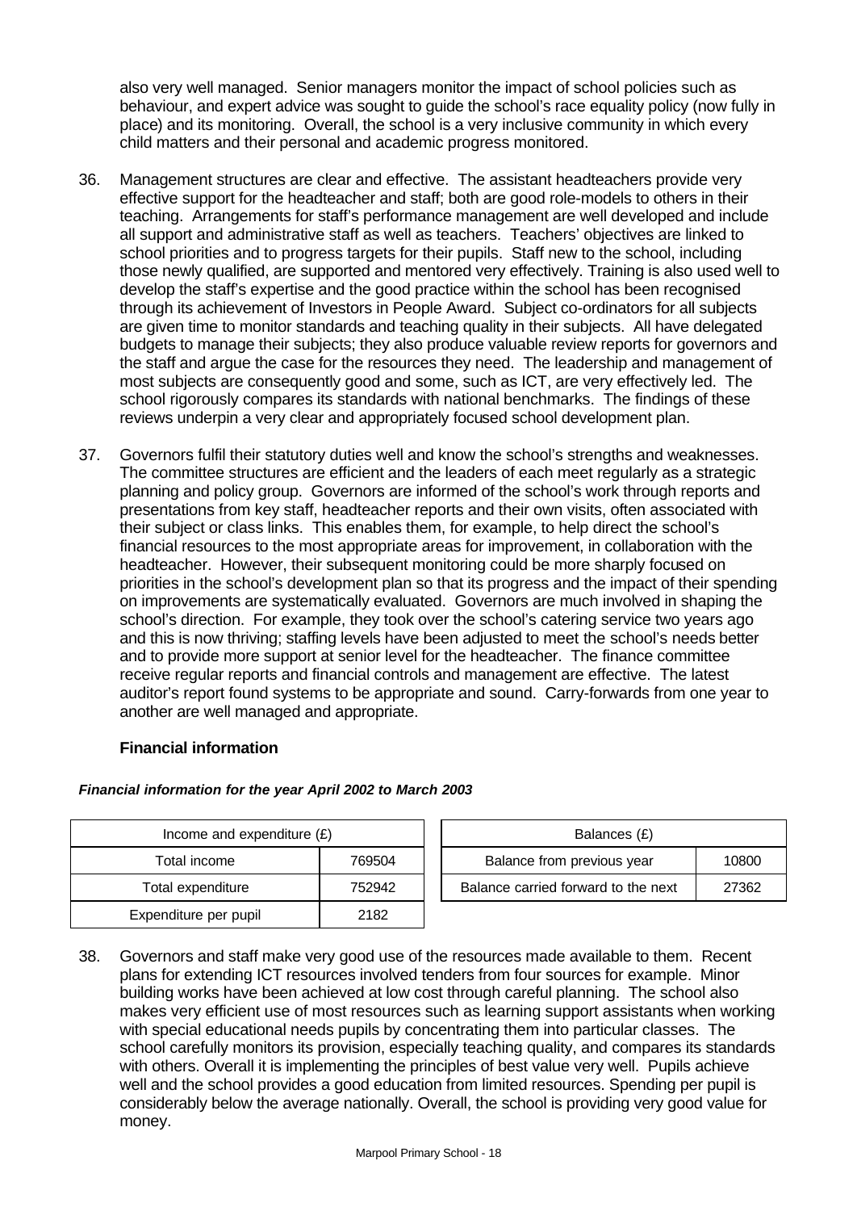also very well managed. Senior managers monitor the impact of school policies such as behaviour, and expert advice was sought to guide the school's race equality policy (now fully in place) and its monitoring. Overall, the school is a very inclusive community in which every child matters and their personal and academic progress monitored.

36. Management structures are clear and effective. The assistant headteachers provide very effective support for the headteacher and staff; both are good role-models to others in their teaching. Arrangements for staff's performance management are well developed and include all support and administrative staff as well as teachers. Teachers' objectives are linked to school priorities and to progress targets for their pupils. Staff new to the school, including those newly qualified, are supported and mentored very effectively. Training is also used well to develop the staff's expertise and the good practice within the school has been recognised through its achievement of Investors in People Award. Subject co-ordinators for all subjects are given time to monitor standards and teaching quality in their subjects. All have delegated budgets to manage their subjects; they also produce valuable review reports for governors and the staff and argue the case for the resources they need. The leadership and management of most subjects are consequently good and some, such as ICT, are very effectively led. The school rigorously compares its standards with national benchmarks. The findings of these reviews underpin a very clear and appropriately focused school development plan.

37. Governors fulfil their statutory duties well and know the school's strengths and weaknesses. The committee structures are efficient and the leaders of each meet regularly as a strategic planning and policy group. Governors are informed of the school's work through reports and presentations from key staff, headteacher reports and their own visits, often associated with their subject or class links. This enables them, for example, to help direct the school's financial resources to the most appropriate areas for improvement, in collaboration with the headteacher. However, their subsequent monitoring could be more sharply focused on priorities in the school's development plan so that its progress and the impact of their spending on improvements are systematically evaluated. Governors are much involved in shaping the school's direction. For example, they took over the school's catering service two years ago and this is now thriving; staffing levels have been adjusted to meet the school's needs better and to provide more support at senior level for the headteacher. The finance committee receive regular reports and financial controls and management are effective. The latest auditor's report found systems to be appropriate and sound. Carry-forwards from one year to another are well managed and appropriate.

**Financial information**

***Financial information for the year April 2002 to March 2003***

| Income and expenditure (£) | |
|---|---|
| Total income | 769504 |
| Total expenditure | 752942 |
| Expenditure per pupil | 2182 |

| Balances (£) | |
|---|---|
| Balance from previous year | 10800 |
| Balance carried forward to the next | 27362 |

38. Governors and staff make very good use of the resources made available to them. Recent plans for extending ICT resources involved tenders from four sources for example. Minor building works have been achieved at low cost through careful planning. The school also makes very efficient use of most resources such as learning support assistants when working with special educational needs pupils by concentrating them into particular classes. The school carefully monitors its provision, especially teaching quality, and compares its standards with others. Overall it is implementing the principles of best value very well. Pupils achieve well and the school provides a good education from limited resources. Spending per pupil is considerably below the average nationally. Overall, the school is providing very good value for money.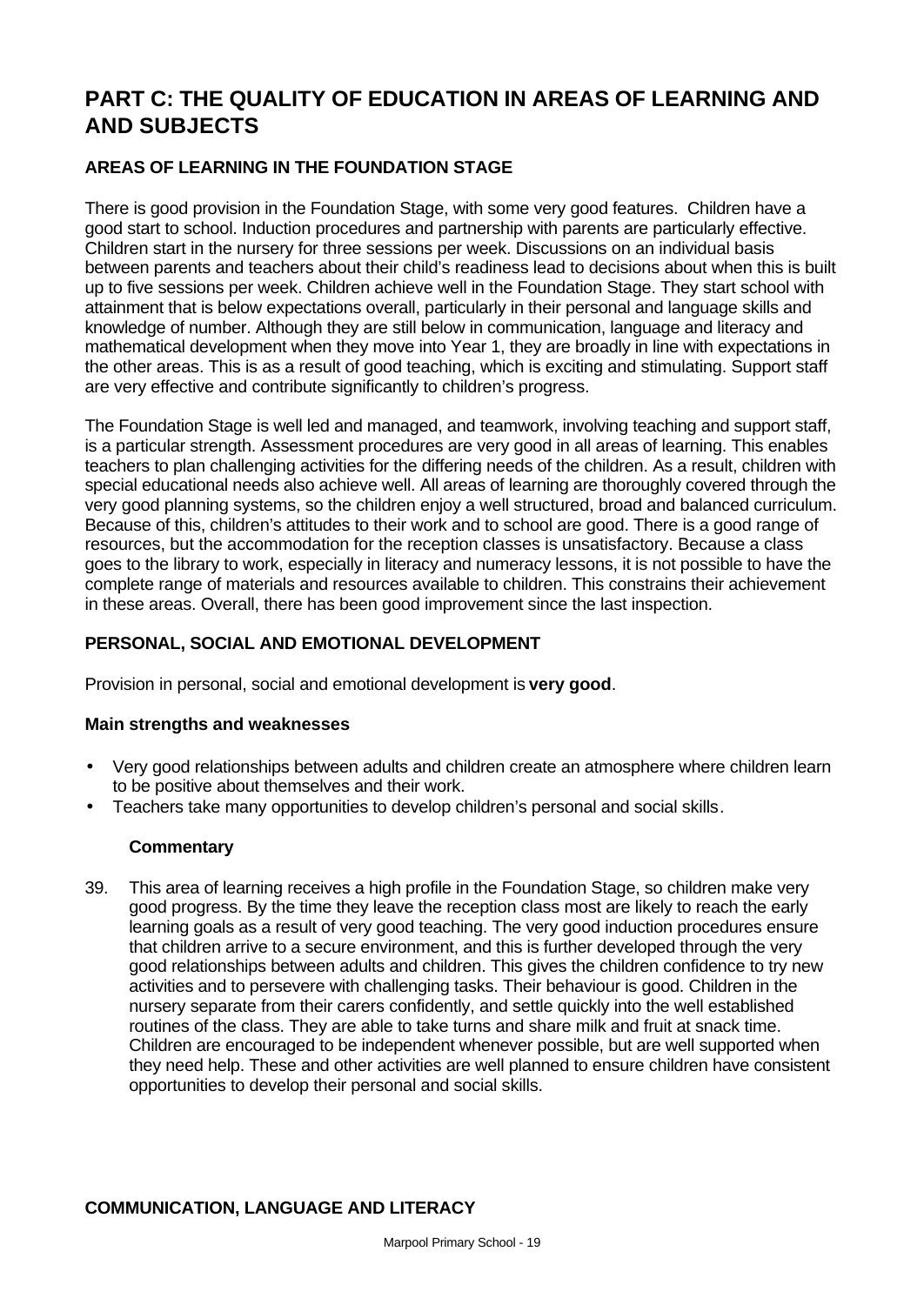# PART C: THE QUALITY OF EDUCATION IN AREAS OF LEARNING AND AND SUBJECTS

## AREAS OF LEARNING IN THE FOUNDATION STAGE

There is good provision in the Foundation Stage, with some very good features. Children have a good start to school. Induction procedures and partnership with parents are particularly effective. Children start in the nursery for three sessions per week. Discussions on an individual basis between parents and teachers about their child's readiness lead to decisions about when this is built up to five sessions per week. Children achieve well in the Foundation Stage. They start school with attainment that is below expectations overall, particularly in their personal and language skills and knowledge of number. Although they are still below in communication, language and literacy and mathematical development when they move into Year 1, they are broadly in line with expectations in the other areas. This is as a result of good teaching, which is exciting and stimulating. Support staff are very effective and contribute significantly to children's progress.

The Foundation Stage is well led and managed, and teamwork, involving teaching and support staff, is a particular strength. Assessment procedures are very good in all areas of learning. This enables teachers to plan challenging activities for the differing needs of the children. As a result, children with special educational needs also achieve well. All areas of learning are thoroughly covered through the very good planning systems, so the children enjoy a well structured, broad and balanced curriculum. Because of this, children's attitudes to their work and to school are good. There is a good range of resources, but the accommodation for the reception classes is unsatisfactory. Because a class goes to the library to work, especially in literacy and numeracy lessons, it is not possible to have the complete range of materials and resources available to children. This constrains their achievement in these areas. Overall, there has been good improvement since the last inspection.

### PERSONAL, SOCIAL AND EMOTIONAL DEVELOPMENT

Provision in personal, social and emotional development is **very good**.

**Main strengths and weaknesses**

- Very good relationships between adults and children create an atmosphere where children learn to be positive about themselves and their work.
- Teachers take many opportunities to develop children's personal and social skills.

**Commentary**

39. This area of learning receives a high profile in the Foundation Stage, so children make very good progress. By the time they leave the reception class most are likely to reach the early learning goals as a result of very good teaching. The very good induction procedures ensure that children arrive to a secure environment, and this is further developed through the very good relationships between adults and children. This gives the children confidence to try new activities and to persevere with challenging tasks. Their behaviour is good. Children in the nursery separate from their carers confidently, and settle quickly into the well established routines of the class. They are able to take turns and share milk and fruit at snack time. Children are encouraged to be independent whenever possible, but are well supported when they need help. These and other activities are well planned to ensure children have consistent opportunities to develop their personal and social skills.

### COMMUNICATION, LANGUAGE AND LITERACY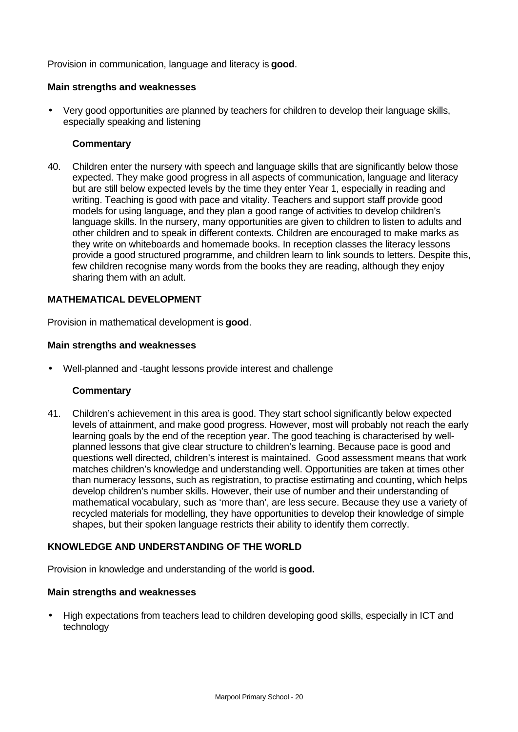Provision in communication, language and literacy is **good**.

**Main strengths and weaknesses**

- Very good opportunities are planned by teachers for children to develop their language skills, especially speaking and listening

**Commentary**

40. Children enter the nursery with speech and language skills that are significantly below those expected. They make good progress in all aspects of communication, language and literacy but are still below expected levels by the time they enter Year 1, especially in reading and writing. Teaching is good with pace and vitality. Teachers and support staff provide good models for using language, and they plan a good range of activities to develop children's language skills. In the nursery, many opportunities are given to children to listen to adults and other children and to speak in different contexts. Children are encouraged to make marks as they write on whiteboards and homemade books. In reception classes the literacy lessons provide a good structured programme, and children learn to link sounds to letters. Despite this, few children recognise many words from the books they are reading, although they enjoy sharing them with an adult.

**MATHEMATICAL DEVELOPMENT**

Provision in mathematical development is **good**.

**Main strengths and weaknesses**

- Well-planned and -taught lessons provide interest and challenge

**Commentary**

41. Children's achievement in this area is good. They start school significantly below expected levels of attainment, and make good progress. However, most will probably not reach the early learning goals by the end of the reception year. The good teaching is characterised by well-planned lessons that give clear structure to children's learning. Because pace is good and questions well directed, children's interest is maintained. Good assessment means that work matches children's knowledge and understanding well. Opportunities are taken at times other than numeracy lessons, such as registration, to practise estimating and counting, which helps develop children's number skills. However, their use of number and their understanding of mathematical vocabulary, such as 'more than', are less secure. Because they use a variety of recycled materials for modelling, they have opportunities to develop their knowledge of simple shapes, but their spoken language restricts their ability to identify them correctly.

**KNOWLEDGE AND UNDERSTANDING OF THE WORLD**

Provision in knowledge and understanding of the world is **good.**

**Main strengths and weaknesses**

- High expectations from teachers lead to children developing good skills, especially in ICT and technology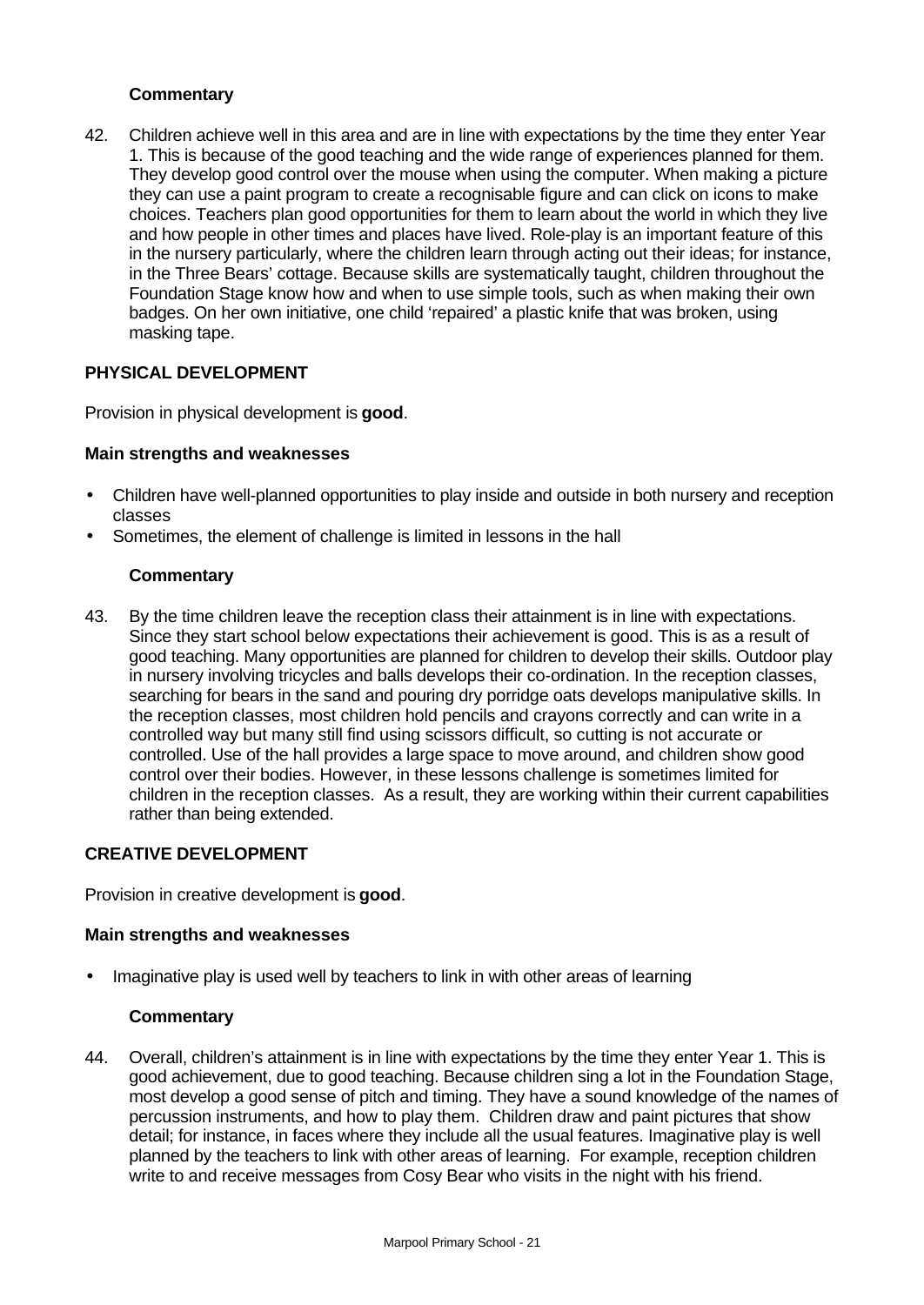**Commentary**

42. Children achieve well in this area and are in line with expectations by the time they enter Year 1. This is because of the good teaching and the wide range of experiences planned for them. They develop good control over the mouse when using the computer. When making a picture they can use a paint program to create a recognisable figure and can click on icons to make choices. Teachers plan good opportunities for them to learn about the world in which they live and how people in other times and places have lived. Role-play is an important feature of this in the nursery particularly, where the children learn through acting out their ideas; for instance, in the Three Bears' cottage. Because skills are systematically taught, children throughout the Foundation Stage know how and when to use simple tools, such as when making their own badges. On her own initiative, one child 'repaired' a plastic knife that was broken, using masking tape.

## PHYSICAL DEVELOPMENT

Provision in physical development is **good**.

### Main strengths and weaknesses

- Children have well-planned opportunities to play inside and outside in both nursery and reception classes
- Sometimes, the element of challenge is limited in lessons in the hall

**Commentary**

43. By the time children leave the reception class their attainment is in line with expectations. Since they start school below expectations their achievement is good. This is as a result of good teaching. Many opportunities are planned for children to develop their skills. Outdoor play in nursery involving tricycles and balls develops their co-ordination. In the reception classes, searching for bears in the sand and pouring dry porridge oats develops manipulative skills. In the reception classes, most children hold pencils and crayons correctly and can write in a controlled way but many still find using scissors difficult, so cutting is not accurate or controlled. Use of the hall provides a large space to move around, and children show good control over their bodies. However, in these lessons challenge is sometimes limited for children in the reception classes. As a result, they are working within their current capabilities rather than being extended.

## CREATIVE DEVELOPMENT

Provision in creative development is **good**.

### Main strengths and weaknesses

- Imaginative play is used well by teachers to link in with other areas of learning

**Commentary**

44. Overall, children's attainment is in line with expectations by the time they enter Year 1. This is good achievement, due to good teaching. Because children sing a lot in the Foundation Stage, most develop a good sense of pitch and timing. They have a sound knowledge of the names of percussion instruments, and how to play them. Children draw and paint pictures that show detail; for instance, in faces where they include all the usual features. Imaginative play is well planned by the teachers to link with other areas of learning. For example, reception children write to and receive messages from Cosy Bear who visits in the night with his friend.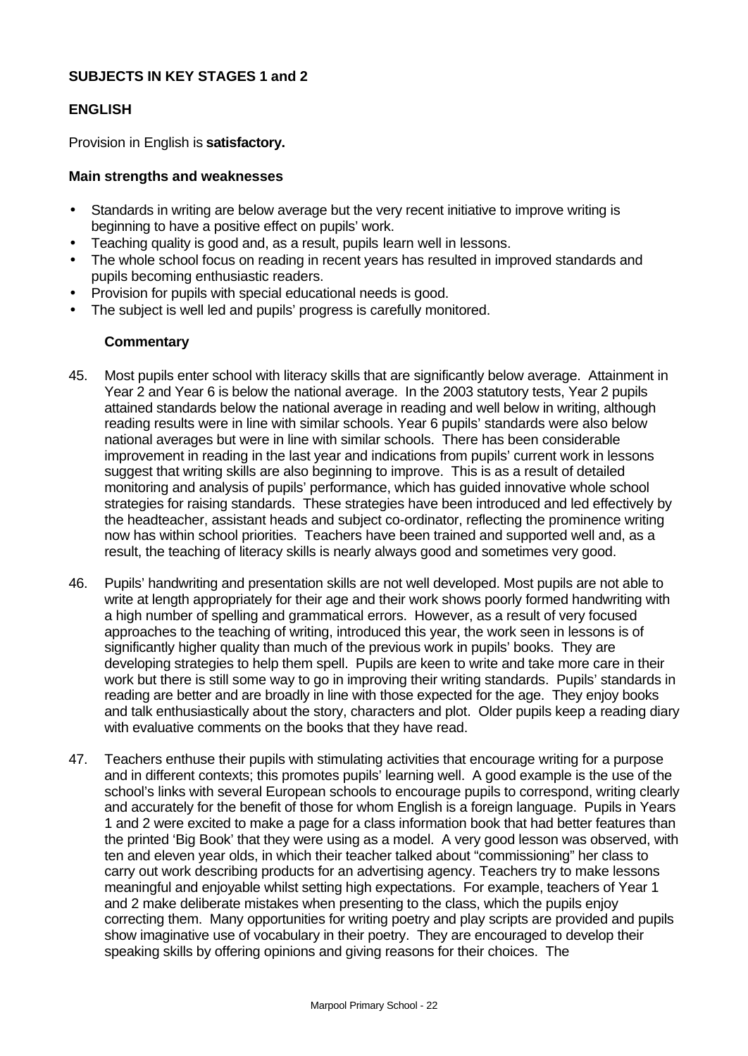## SUBJECTS IN KEY STAGES 1 and 2

### ENGLISH

Provision in English is **satisfactory.**

#### Main strengths and weaknesses

- Standards in writing are below average but the very recent initiative to improve writing is beginning to have a positive effect on pupils' work.
- Teaching quality is good and, as a result, pupils learn well in lessons.
- The whole school focus on reading in recent years has resulted in improved standards and pupils becoming enthusiastic readers.
- Provision for pupils with special educational needs is good.
- The subject is well led and pupils' progress is carefully monitored.

#### Commentary

45. Most pupils enter school with literacy skills that are significantly below average. Attainment in Year 2 and Year 6 is below the national average. In the 2003 statutory tests, Year 2 pupils attained standards below the national average in reading and well below in writing, although reading results were in line with similar schools. Year 6 pupils' standards were also below national averages but were in line with similar schools. There has been considerable improvement in reading in the last year and indications from pupils' current work in lessons suggest that writing skills are also beginning to improve. This is as a result of detailed monitoring and analysis of pupils' performance, which has guided innovative whole school strategies for raising standards. These strategies have been introduced and led effectively by the headteacher, assistant heads and subject co-ordinator, reflecting the prominence writing now has within school priorities. Teachers have been trained and supported well and, as a result, the teaching of literacy skills is nearly always good and sometimes very good.

46. Pupils' handwriting and presentation skills are not well developed. Most pupils are not able to write at length appropriately for their age and their work shows poorly formed handwriting with a high number of spelling and grammatical errors. However, as a result of very focused approaches to the teaching of writing, introduced this year, the work seen in lessons is of significantly higher quality than much of the previous work in pupils' books. They are developing strategies to help them spell. Pupils are keen to write and take more care in their work but there is still some way to go in improving their writing standards. Pupils' standards in reading are better and are broadly in line with those expected for the age. They enjoy books and talk enthusiastically about the story, characters and plot. Older pupils keep a reading diary with evaluative comments on the books that they have read.

47. Teachers enthuse their pupils with stimulating activities that encourage writing for a purpose and in different contexts; this promotes pupils' learning well. A good example is the use of the school's links with several European schools to encourage pupils to correspond, writing clearly and accurately for the benefit of those for whom English is a foreign language. Pupils in Years 1 and 2 were excited to make a page for a class information book that had better features than the printed 'Big Book' that they were using as a model. A very good lesson was observed, with ten and eleven year olds, in which their teacher talked about "commissioning" her class to carry out work describing products for an advertising agency. Teachers try to make lessons meaningful and enjoyable whilst setting high expectations. For example, teachers of Year 1 and 2 make deliberate mistakes when presenting to the class, which the pupils enjoy correcting them. Many opportunities for writing poetry and play scripts are provided and pupils show imaginative use of vocabulary in their poetry. They are encouraged to develop their speaking skills by offering opinions and giving reasons for their choices. The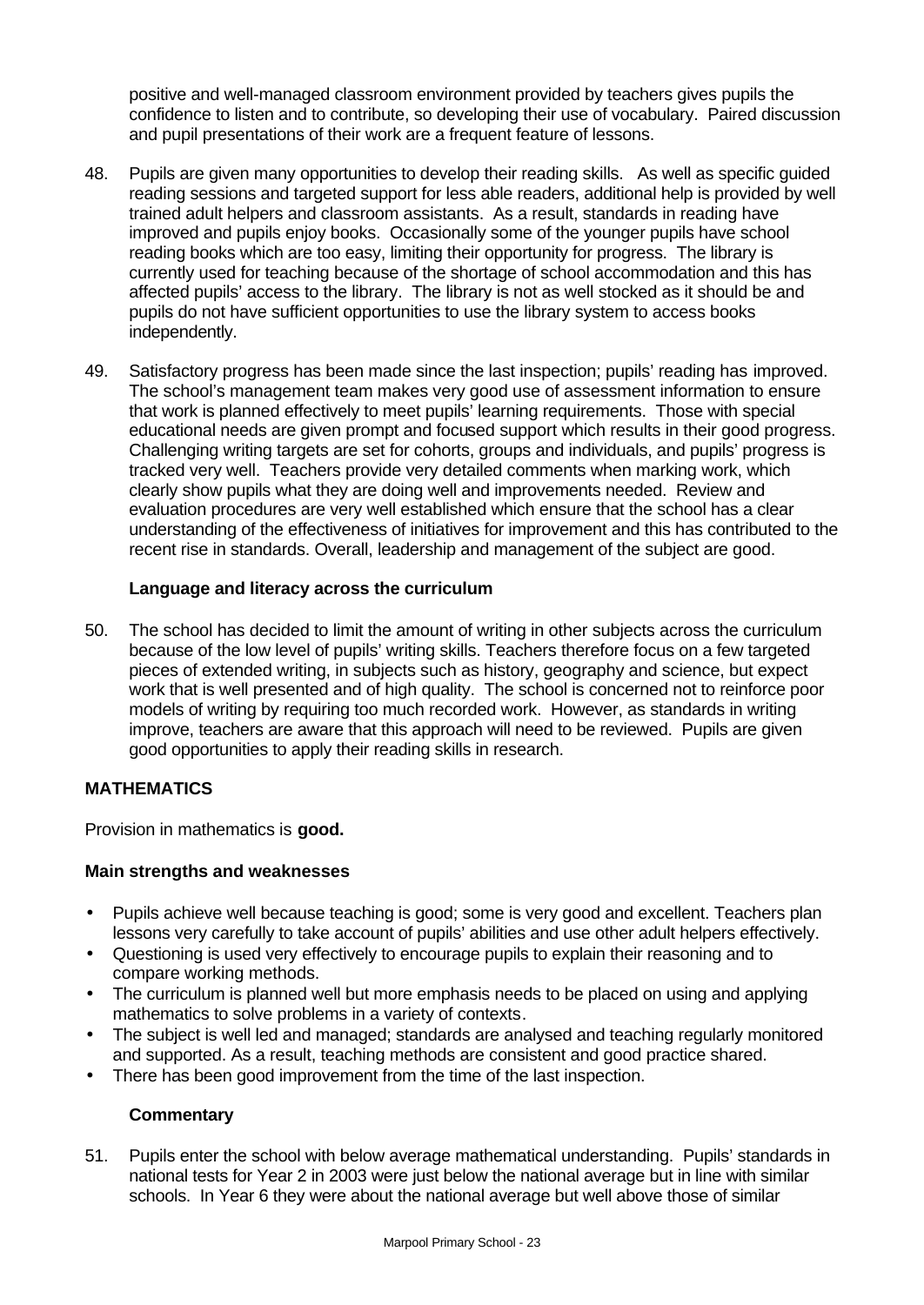positive and well-managed classroom environment provided by teachers gives pupils the confidence to listen and to contribute, so developing their use of vocabulary. Paired discussion and pupil presentations of their work are a frequent feature of lessons.

48. Pupils are given many opportunities to develop their reading skills. As well as specific guided reading sessions and targeted support for less able readers, additional help is provided by well trained adult helpers and classroom assistants. As a result, standards in reading have improved and pupils enjoy books. Occasionally some of the younger pupils have school reading books which are too easy, limiting their opportunity for progress. The library is currently used for teaching because of the shortage of school accommodation and this has affected pupils' access to the library. The library is not as well stocked as it should be and pupils do not have sufficient opportunities to use the library system to access books independently.

49. Satisfactory progress has been made since the last inspection; pupils' reading has improved. The school's management team makes very good use of assessment information to ensure that work is planned effectively to meet pupils' learning requirements. Those with special educational needs are given prompt and focused support which results in their good progress. Challenging writing targets are set for cohorts, groups and individuals, and pupils' progress is tracked very well. Teachers provide very detailed comments when marking work, which clearly show pupils what they are doing well and improvements needed. Review and evaluation procedures are very well established which ensure that the school has a clear understanding of the effectiveness of initiatives for improvement and this has contributed to the recent rise in standards. Overall, leadership and management of the subject are good.

### Language and literacy across the curriculum

50. The school has decided to limit the amount of writing in other subjects across the curriculum because of the low level of pupils' writing skills. Teachers therefore focus on a few targeted pieces of extended writing, in subjects such as history, geography and science, but expect work that is well presented and of high quality. The school is concerned not to reinforce poor models of writing by requiring too much recorded work. However, as standards in writing improve, teachers are aware that this approach will need to be reviewed. Pupils are given good opportunities to apply their reading skills in research.

## MATHEMATICS

Provision in mathematics is **good.**

### Main strengths and weaknesses

- Pupils achieve well because teaching is good; some is very good and excellent. Teachers plan lessons very carefully to take account of pupils' abilities and use other adult helpers effectively.
- Questioning is used very effectively to encourage pupils to explain their reasoning and to compare working methods.
- The curriculum is planned well but more emphasis needs to be placed on using and applying mathematics to solve problems in a variety of contexts.
- The subject is well led and managed; standards are analysed and teaching regularly monitored and supported. As a result, teaching methods are consistent and good practice shared.
- There has been good improvement from the time of the last inspection.

### Commentary

51. Pupils enter the school with below average mathematical understanding. Pupils' standards in national tests for Year 2 in 2003 were just below the national average but in line with similar schools. In Year 6 they were about the national average but well above those of similar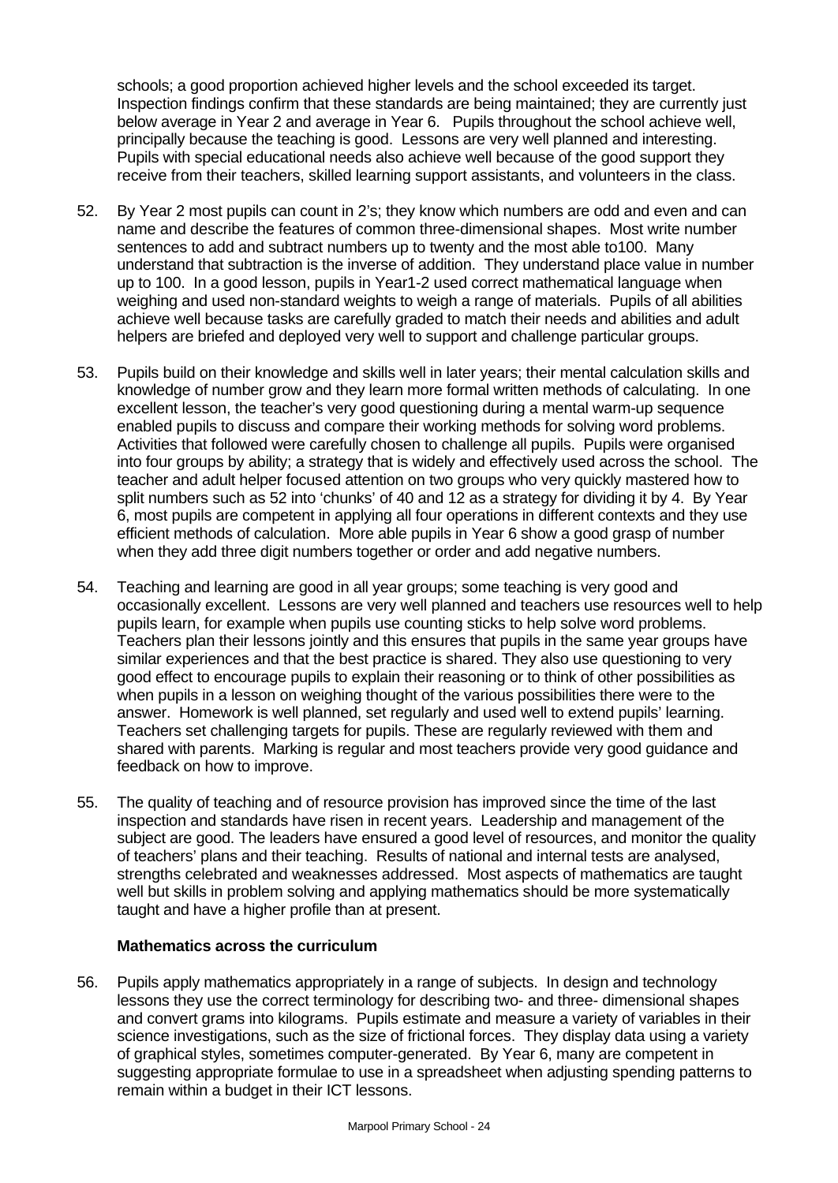schools; a good proportion achieved higher levels and the school exceeded its target. Inspection findings confirm that these standards are being maintained; they are currently just below average in Year 2 and average in Year 6. Pupils throughout the school achieve well, principally because the teaching is good. Lessons are very well planned and interesting. Pupils with special educational needs also achieve well because of the good support they receive from their teachers, skilled learning support assistants, and volunteers in the class.

52. By Year 2 most pupils can count in 2's; they know which numbers are odd and even and can name and describe the features of common three-dimensional shapes. Most write number sentences to add and subtract numbers up to twenty and the most able to100. Many understand that subtraction is the inverse of addition. They understand place value in number up to 100. In a good lesson, pupils in Year1-2 used correct mathematical language when weighing and used non-standard weights to weigh a range of materials. Pupils of all abilities achieve well because tasks are carefully graded to match their needs and abilities and adult helpers are briefed and deployed very well to support and challenge particular groups.

53. Pupils build on their knowledge and skills well in later years; their mental calculation skills and knowledge of number grow and they learn more formal written methods of calculating. In one excellent lesson, the teacher's very good questioning during a mental warm-up sequence enabled pupils to discuss and compare their working methods for solving word problems. Activities that followed were carefully chosen to challenge all pupils. Pupils were organised into four groups by ability; a strategy that is widely and effectively used across the school. The teacher and adult helper focused attention on two groups who very quickly mastered how to split numbers such as 52 into 'chunks' of 40 and 12 as a strategy for dividing it by 4. By Year 6, most pupils are competent in applying all four operations in different contexts and they use efficient methods of calculation. More able pupils in Year 6 show a good grasp of number when they add three digit numbers together or order and add negative numbers.

54. Teaching and learning are good in all year groups; some teaching is very good and occasionally excellent. Lessons are very well planned and teachers use resources well to help pupils learn, for example when pupils use counting sticks to help solve word problems. Teachers plan their lessons jointly and this ensures that pupils in the same year groups have similar experiences and that the best practice is shared. They also use questioning to very good effect to encourage pupils to explain their reasoning or to think of other possibilities as when pupils in a lesson on weighing thought of the various possibilities there were to the answer. Homework is well planned, set regularly and used well to extend pupils' learning. Teachers set challenging targets for pupils. These are regularly reviewed with them and shared with parents. Marking is regular and most teachers provide very good guidance and feedback on how to improve.

55. The quality of teaching and of resource provision has improved since the time of the last inspection and standards have risen in recent years. Leadership and management of the subject are good. The leaders have ensured a good level of resources, and monitor the quality of teachers' plans and their teaching. Results of national and internal tests are analysed, strengths celebrated and weaknesses addressed. Most aspects of mathematics are taught well but skills in problem solving and applying mathematics should be more systematically taught and have a higher profile than at present.

**Mathematics across the curriculum**

56. Pupils apply mathematics appropriately in a range of subjects. In design and technology lessons they use the correct terminology for describing two- and three- dimensional shapes and convert grams into kilograms. Pupils estimate and measure a variety of variables in their science investigations, such as the size of frictional forces. They display data using a variety of graphical styles, sometimes computer-generated. By Year 6, many are competent in suggesting appropriate formulae to use in a spreadsheet when adjusting spending patterns to remain within a budget in their ICT lessons.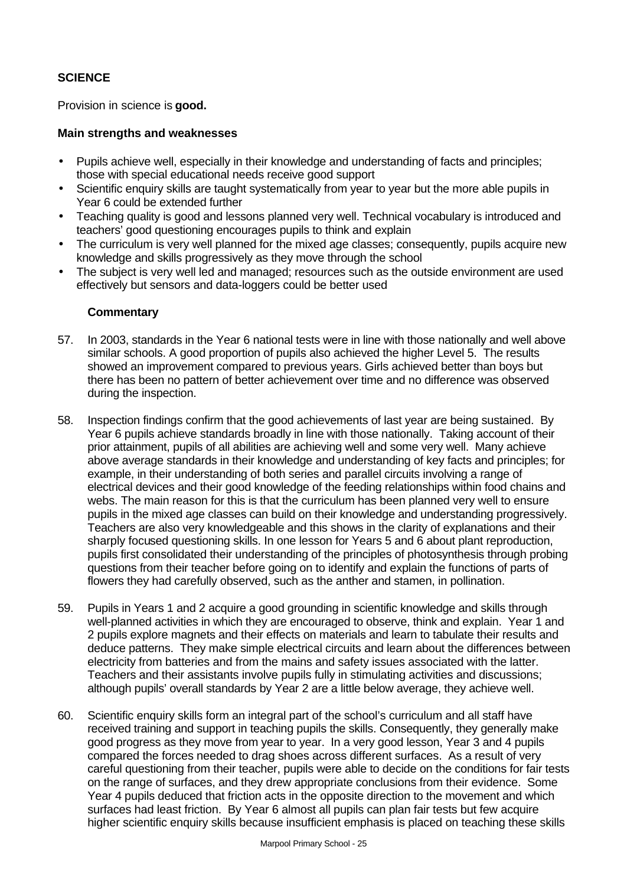## SCIENCE

Provision in science is **good.**

### Main strengths and weaknesses

- Pupils achieve well, especially in their knowledge and understanding of facts and principles; those with special educational needs receive good support
- Scientific enquiry skills are taught systematically from year to year but the more able pupils in Year 6 could be extended further
- Teaching quality is good and lessons planned very well. Technical vocabulary is introduced and teachers' good questioning encourages pupils to think and explain
- The curriculum is very well planned for the mixed age classes; consequently, pupils acquire new knowledge and skills progressively as they move through the school
- The subject is very well led and managed; resources such as the outside environment are used effectively but sensors and data-loggers could be better used

### Commentary

57. In 2003, standards in the Year 6 national tests were in line with those nationally and well above similar schools. A good proportion of pupils also achieved the higher Level 5. The results showed an improvement compared to previous years. Girls achieved better than boys but there has been no pattern of better achievement over time and no difference was observed during the inspection.

58. Inspection findings confirm that the good achievements of last year are being sustained. By Year 6 pupils achieve standards broadly in line with those nationally. Taking account of their prior attainment, pupils of all abilities are achieving well and some very well. Many achieve above average standards in their knowledge and understanding of key facts and principles; for example, in their understanding of both series and parallel circuits involving a range of electrical devices and their good knowledge of the feeding relationships within food chains and webs. The main reason for this is that the curriculum has been planned very well to ensure pupils in the mixed age classes can build on their knowledge and understanding progressively. Teachers are also very knowledgeable and this shows in the clarity of explanations and their sharply focused questioning skills. In one lesson for Years 5 and 6 about plant reproduction, pupils first consolidated their understanding of the principles of photosynthesis through probing questions from their teacher before going on to identify and explain the functions of parts of flowers they had carefully observed, such as the anther and stamen, in pollination.

59. Pupils in Years 1 and 2 acquire a good grounding in scientific knowledge and skills through well-planned activities in which they are encouraged to observe, think and explain. Year 1 and 2 pupils explore magnets and their effects on materials and learn to tabulate their results and deduce patterns. They make simple electrical circuits and learn about the differences between electricity from batteries and from the mains and safety issues associated with the latter. Teachers and their assistants involve pupils fully in stimulating activities and discussions; although pupils' overall standards by Year 2 are a little below average, they achieve well.

60. Scientific enquiry skills form an integral part of the school's curriculum and all staff have received training and support in teaching pupils the skills. Consequently, they generally make good progress as they move from year to year. In a very good lesson, Year 3 and 4 pupils compared the forces needed to drag shoes across different surfaces. As a result of very careful questioning from their teacher, pupils were able to decide on the conditions for fair tests on the range of surfaces, and they drew appropriate conclusions from their evidence. Some Year 4 pupils deduced that friction acts in the opposite direction to the movement and which surfaces had least friction. By Year 6 almost all pupils can plan fair tests but few acquire higher scientific enquiry skills because insufficient emphasis is placed on teaching these skills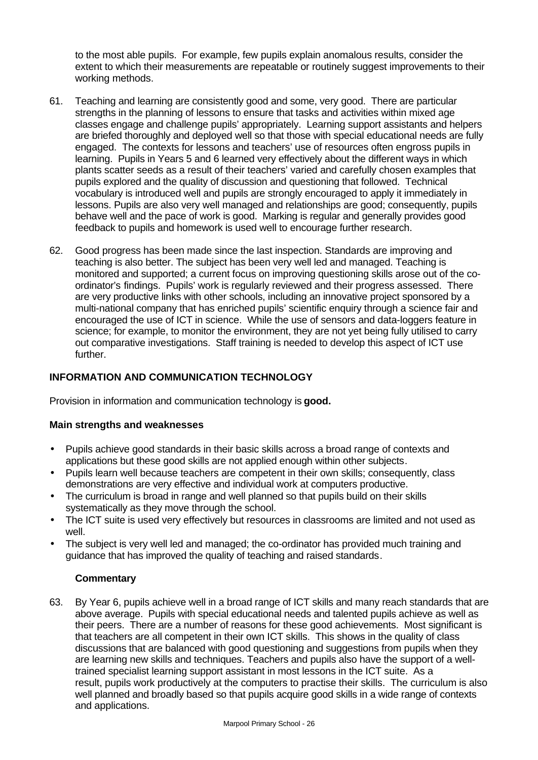to the most able pupils. For example, few pupils explain anomalous results, consider the extent to which their measurements are repeatable or routinely suggest improvements to their working methods.

61. Teaching and learning are consistently good and some, very good. There are particular strengths in the planning of lessons to ensure that tasks and activities within mixed age classes engage and challenge pupils' appropriately. Learning support assistants and helpers are briefed thoroughly and deployed well so that those with special educational needs are fully engaged. The contexts for lessons and teachers' use of resources often engross pupils in learning. Pupils in Years 5 and 6 learned very effectively about the different ways in which plants scatter seeds as a result of their teachers' varied and carefully chosen examples that pupils explored and the quality of discussion and questioning that followed. Technical vocabulary is introduced well and pupils are strongly encouraged to apply it immediately in lessons. Pupils are also very well managed and relationships are good; consequently, pupils behave well and the pace of work is good. Marking is regular and generally provides good feedback to pupils and homework is used well to encourage further research.

62. Good progress has been made since the last inspection. Standards are improving and teaching is also better. The subject has been very well led and managed. Teaching is monitored and supported; a current focus on improving questioning skills arose out of the co-ordinator's findings. Pupils' work is regularly reviewed and their progress assessed. There are very productive links with other schools, including an innovative project sponsored by a multi-national company that has enriched pupils' scientific enquiry through a science fair and encouraged the use of ICT in science. While the use of sensors and data-loggers feature in science; for example, to monitor the environment, they are not yet being fully utilised to carry out comparative investigations. Staff training is needed to develop this aspect of ICT use further.

## INFORMATION AND COMMUNICATION TECHNOLOGY

Provision in information and communication technology is **good.**

### Main strengths and weaknesses

- Pupils achieve good standards in their basic skills across a broad range of contexts and applications but these good skills are not applied enough within other subjects.
- Pupils learn well because teachers are competent in their own skills; consequently, class demonstrations are very effective and individual work at computers productive.
- The curriculum is broad in range and well planned so that pupils build on their skills systematically as they move through the school.
- The ICT suite is used very effectively but resources in classrooms are limited and not used as well.
- The subject is very well led and managed; the co-ordinator has provided much training and guidance that has improved the quality of teaching and raised standards.

### Commentary

63. By Year 6, pupils achieve well in a broad range of ICT skills and many reach standards that are above average. Pupils with special educational needs and talented pupils achieve as well as their peers. There are a number of reasons for these good achievements. Most significant is that teachers are all competent in their own ICT skills. This shows in the quality of class discussions that are balanced with good questioning and suggestions from pupils when they are learning new skills and techniques. Teachers and pupils also have the support of a well-trained specialist learning support assistant in most lessons in the ICT suite. As a result, pupils work productively at the computers to practise their skills. The curriculum is also well planned and broadly based so that pupils acquire good skills in a wide range of contexts and applications.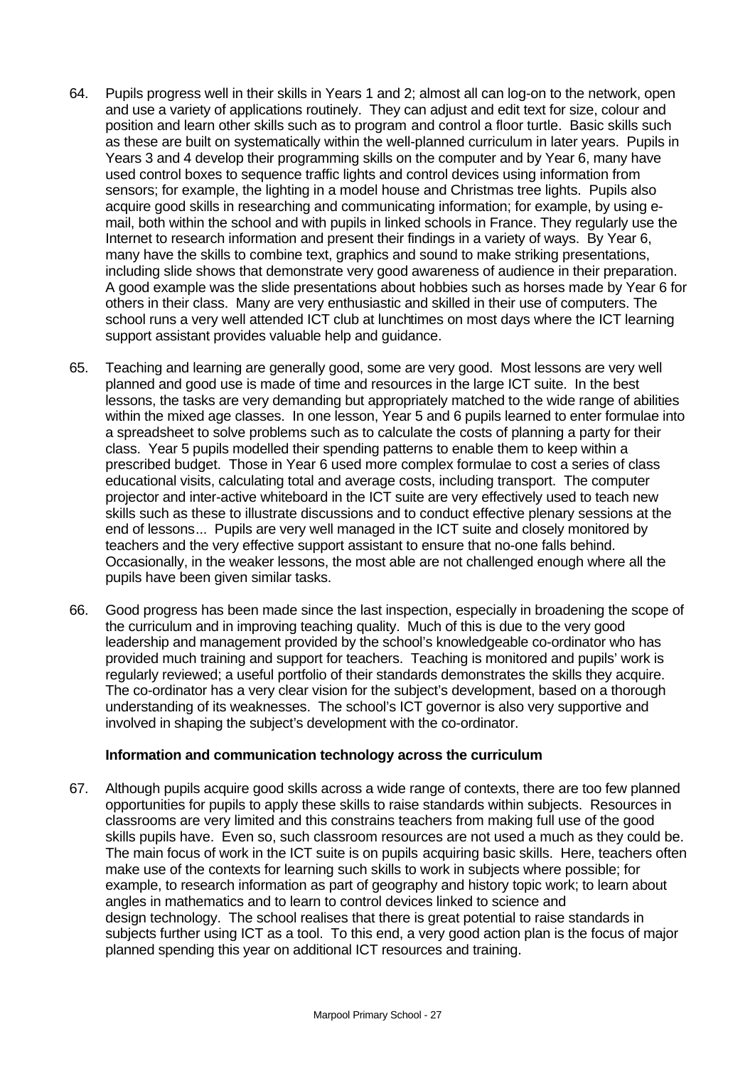64. Pupils progress well in their skills in Years 1 and 2; almost all can log-on to the network, open and use a variety of applications routinely. They can adjust and edit text for size, colour and position and learn other skills such as to program and control a floor turtle. Basic skills such as these are built on systematically within the well-planned curriculum in later years. Pupils in Years 3 and 4 develop their programming skills on the computer and by Year 6, many have used control boxes to sequence traffic lights and control devices using information from sensors; for example, the lighting in a model house and Christmas tree lights. Pupils also acquire good skills in researching and communicating information; for example, by using e-mail, both within the school and with pupils in linked schools in France. They regularly use the Internet to research information and present their findings in a variety of ways. By Year 6, many have the skills to combine text, graphics and sound to make striking presentations, including slide shows that demonstrate very good awareness of audience in their preparation. A good example was the slide presentations about hobbies such as horses made by Year 6 for others in their class. Many are very enthusiastic and skilled in their use of computers. The school runs a very well attended ICT club at lunchtimes on most days where the ICT learning support assistant provides valuable help and guidance.

65. Teaching and learning are generally good, some are very good. Most lessons are very well planned and good use is made of time and resources in the large ICT suite. In the best lessons, the tasks are very demanding but appropriately matched to the wide range of abilities within the mixed age classes. In one lesson, Year 5 and 6 pupils learned to enter formulae into a spreadsheet to solve problems such as to calculate the costs of planning a party for their class. Year 5 pupils modelled their spending patterns to enable them to keep within a prescribed budget. Those in Year 6 used more complex formulae to cost a series of class educational visits, calculating total and average costs, including transport. The computer projector and inter-active whiteboard in the ICT suite are very effectively used to teach new skills such as these to illustrate discussions and to conduct effective plenary sessions at the end of lessons... Pupils are very well managed in the ICT suite and closely monitored by teachers and the very effective support assistant to ensure that no-one falls behind. Occasionally, in the weaker lessons, the most able are not challenged enough where all the pupils have been given similar tasks.

66. Good progress has been made since the last inspection, especially in broadening the scope of the curriculum and in improving teaching quality. Much of this is due to the very good leadership and management provided by the school's knowledgeable co-ordinator who has provided much training and support for teachers. Teaching is monitored and pupils' work is regularly reviewed; a useful portfolio of their standards demonstrates the skills they acquire. The co-ordinator has a very clear vision for the subject's development, based on a thorough understanding of its weaknesses. The school's ICT governor is also very supportive and involved in shaping the subject's development with the co-ordinator.

**Information and communication technology across the curriculum**

67. Although pupils acquire good skills across a wide range of contexts, there are too few planned opportunities for pupils to apply these skills to raise standards within subjects. Resources in classrooms are very limited and this constrains teachers from making full use of the good skills pupils have. Even so, such classroom resources are not used a much as they could be. The main focus of work in the ICT suite is on pupils acquiring basic skills. Here, teachers often make use of the contexts for learning such skills to work in subjects where possible; for example, to research information as part of geography and history topic work; to learn about angles in mathematics and to learn to control devices linked to science and design technology. The school realises that there is great potential to raise standards in subjects further using ICT as a tool. To this end, a very good action plan is the focus of major planned spending this year on additional ICT resources and training.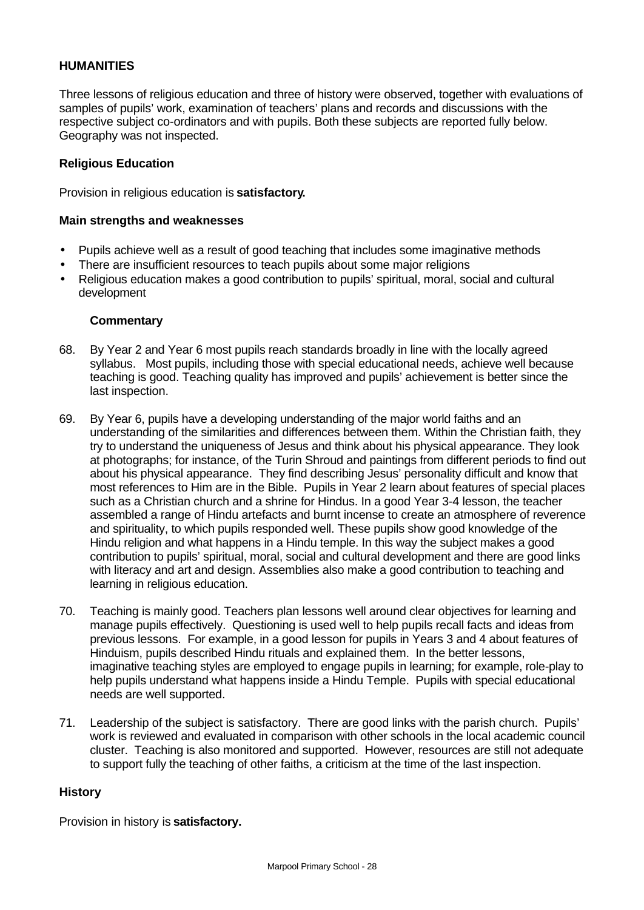## HUMANITIES

Three lessons of religious education and three of history were observed, together with evaluations of samples of pupils' work, examination of teachers' plans and records and discussions with the respective subject co-ordinators and with pupils. Both these subjects are reported fully below. Geography was not inspected.

### Religious Education

Provision in religious education is **satisfactory.**

**Main strengths and weaknesses**

- Pupils achieve well as a result of good teaching that includes some imaginative methods
- There are insufficient resources to teach pupils about some major religions
- Religious education makes a good contribution to pupils' spiritual, moral, social and cultural development

**Commentary**

68. By Year 2 and Year 6 most pupils reach standards broadly in line with the locally agreed syllabus. Most pupils, including those with special educational needs, achieve well because teaching is good. Teaching quality has improved and pupils' achievement is better since the last inspection.

69. By Year 6, pupils have a developing understanding of the major world faiths and an understanding of the similarities and differences between them. Within the Christian faith, they try to understand the uniqueness of Jesus and think about his physical appearance. They look at photographs; for instance, of the Turin Shroud and paintings from different periods to find out about his physical appearance. They find describing Jesus' personality difficult and know that most references to Him are in the Bible. Pupils in Year 2 learn about features of special places such as a Christian church and a shrine for Hindus. In a good Year 3-4 lesson, the teacher assembled a range of Hindu artefacts and burnt incense to create an atmosphere of reverence and spirituality, to which pupils responded well. These pupils show good knowledge of the Hindu religion and what happens in a Hindu temple. In this way the subject makes a good contribution to pupils' spiritual, moral, social and cultural development and there are good links with literacy and art and design. Assemblies also make a good contribution to teaching and learning in religious education.

70. Teaching is mainly good. Teachers plan lessons well around clear objectives for learning and manage pupils effectively. Questioning is used well to help pupils recall facts and ideas from previous lessons. For example, in a good lesson for pupils in Years 3 and 4 about features of Hinduism, pupils described Hindu rituals and explained them. In the better lessons, imaginative teaching styles are employed to engage pupils in learning; for example, role-play to help pupils understand what happens inside a Hindu Temple. Pupils with special educational needs are well supported.

71. Leadership of the subject is satisfactory. There are good links with the parish church. Pupils' work is reviewed and evaluated in comparison with other schools in the local academic council cluster. Teaching is also monitored and supported. However, resources are still not adequate to support fully the teaching of other faiths, a criticism at the time of the last inspection.

### History

Provision in history is **satisfactory.**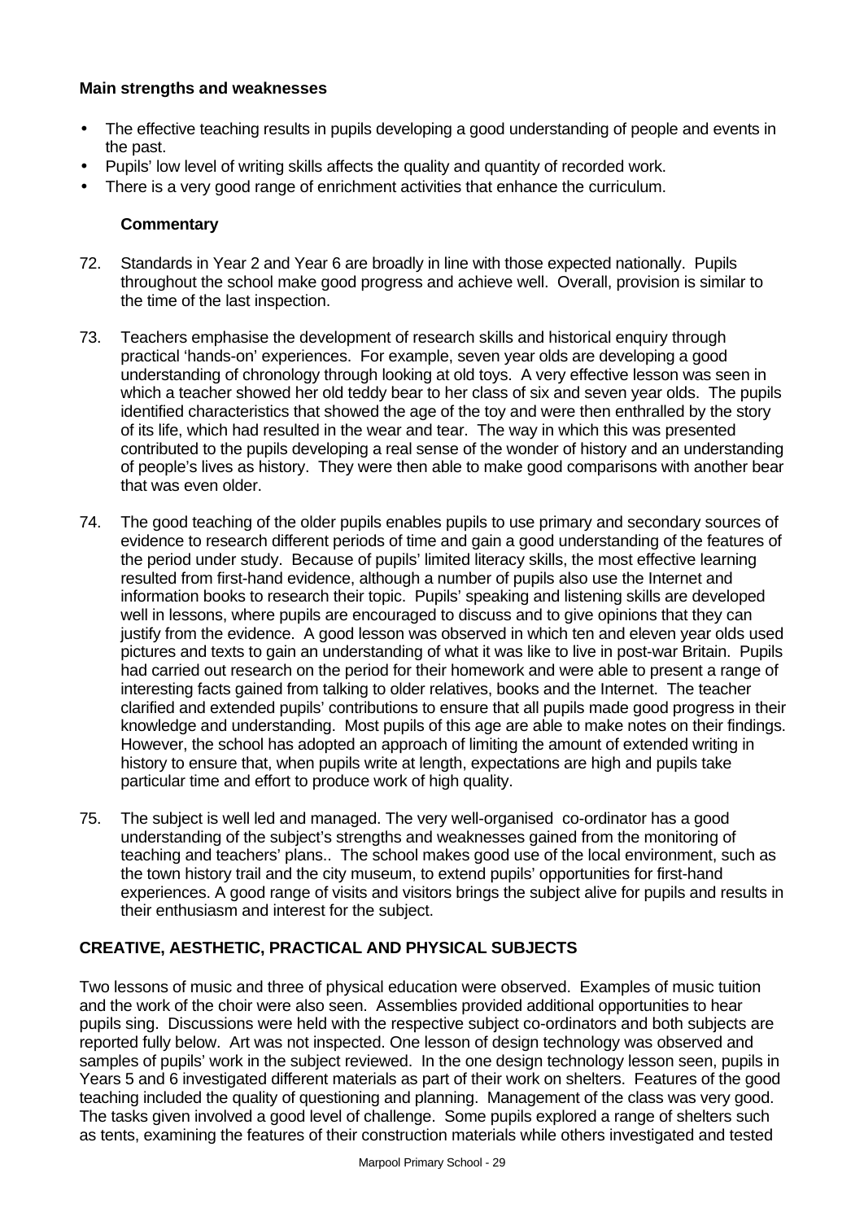**Main strengths and weaknesses**

- The effective teaching results in pupils developing a good understanding of people and events in the past.
- Pupils' low level of writing skills affects the quality and quantity of recorded work.
- There is a very good range of enrichment activities that enhance the curriculum.

**Commentary**

72. Standards in Year 2 and Year 6 are broadly in line with those expected nationally. Pupils throughout the school make good progress and achieve well. Overall, provision is similar to the time of the last inspection.

73. Teachers emphasise the development of research skills and historical enquiry through practical 'hands-on' experiences. For example, seven year olds are developing a good understanding of chronology through looking at old toys. A very effective lesson was seen in which a teacher showed her old teddy bear to her class of six and seven year olds. The pupils identified characteristics that showed the age of the toy and were then enthralled by the story of its life, which had resulted in the wear and tear. The way in which this was presented contributed to the pupils developing a real sense of the wonder of history and an understanding of people's lives as history. They were then able to make good comparisons with another bear that was even older.

74. The good teaching of the older pupils enables pupils to use primary and secondary sources of evidence to research different periods of time and gain a good understanding of the features of the period under study. Because of pupils' limited literacy skills, the most effective learning resulted from first-hand evidence, although a number of pupils also use the Internet and information books to research their topic. Pupils' speaking and listening skills are developed well in lessons, where pupils are encouraged to discuss and to give opinions that they can justify from the evidence. A good lesson was observed in which ten and eleven year olds used pictures and texts to gain an understanding of what it was like to live in post-war Britain. Pupils had carried out research on the period for their homework and were able to present a range of interesting facts gained from talking to older relatives, books and the Internet. The teacher clarified and extended pupils' contributions to ensure that all pupils made good progress in their knowledge and understanding. Most pupils of this age are able to make notes on their findings. However, the school has adopted an approach of limiting the amount of extended writing in history to ensure that, when pupils write at length, expectations are high and pupils take particular time and effort to produce work of high quality.

75. The subject is well led and managed. The very well-organised co-ordinator has a good understanding of the subject's strengths and weaknesses gained from the monitoring of teaching and teachers' plans.. The school makes good use of the local environment, such as the town history trail and the city museum, to extend pupils' opportunities for first-hand experiences. A good range of visits and visitors brings the subject alive for pupils and results in their enthusiasm and interest for the subject.

## CREATIVE, AESTHETIC, PRACTICAL AND PHYSICAL SUBJECTS

Two lessons of music and three of physical education were observed. Examples of music tuition and the work of the choir were also seen. Assemblies provided additional opportunities to hear pupils sing. Discussions were held with the respective subject co-ordinators and both subjects are reported fully below. Art was not inspected. One lesson of design technology was observed and samples of pupils' work in the subject reviewed. In the one design technology lesson seen, pupils in Years 5 and 6 investigated different materials as part of their work on shelters. Features of the good teaching included the quality of questioning and planning. Management of the class was very good. The tasks given involved a good level of challenge. Some pupils explored a range of shelters such as tents, examining the features of their construction materials while others investigated and tested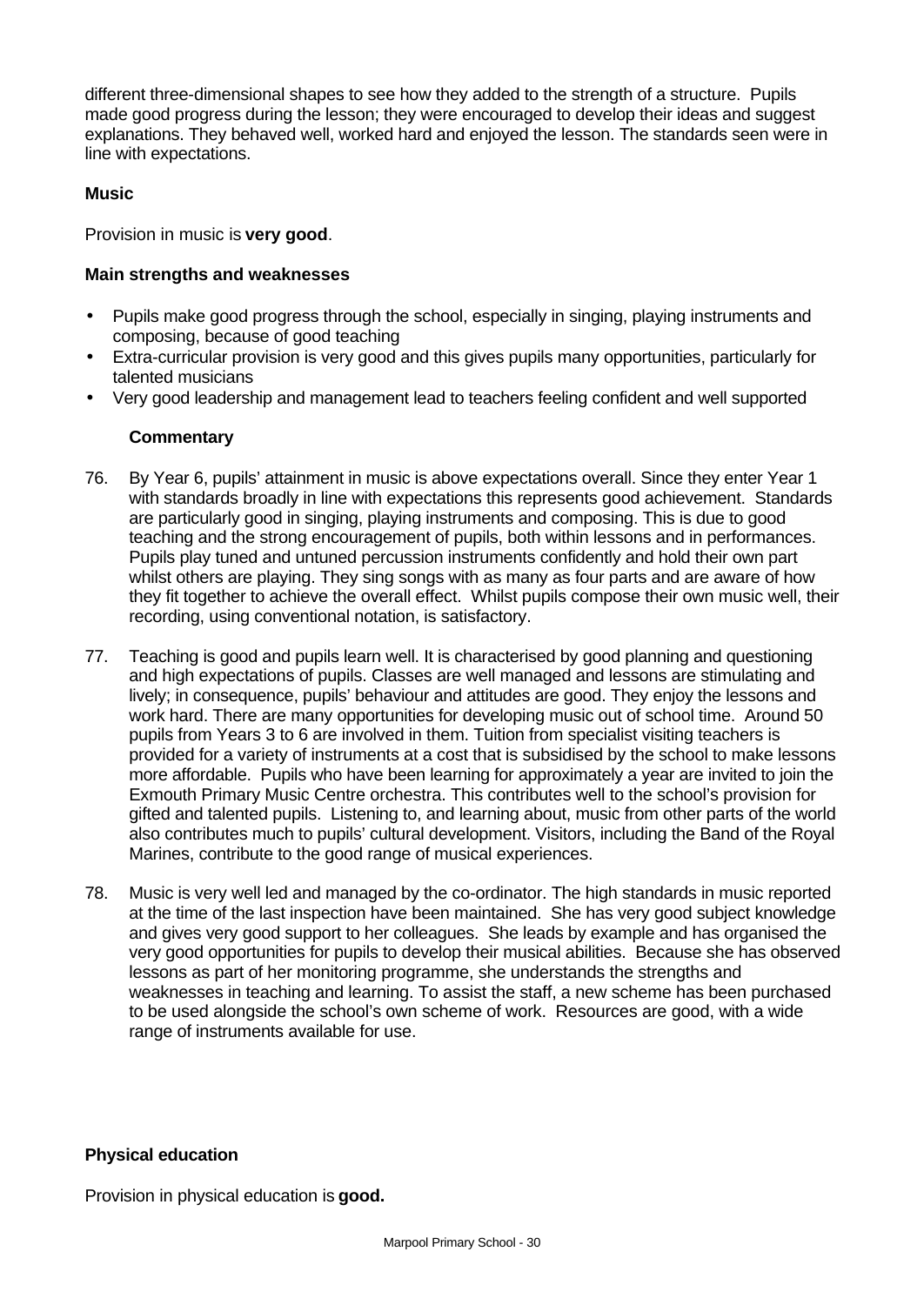different three-dimensional shapes to see how they added to the strength of a structure. Pupils made good progress during the lesson; they were encouraged to develop their ideas and suggest explanations. They behaved well, worked hard and enjoyed the lesson. The standards seen were in line with expectations.

**Music**

Provision in music is **very good**.

**Main strengths and weaknesses**

- Pupils make good progress through the school, especially in singing, playing instruments and composing, because of good teaching
- Extra-curricular provision is very good and this gives pupils many opportunities, particularly for talented musicians
- Very good leadership and management lead to teachers feeling confident and well supported

**Commentary**

76. By Year 6, pupils' attainment in music is above expectations overall. Since they enter Year 1 with standards broadly in line with expectations this represents good achievement. Standards are particularly good in singing, playing instruments and composing. This is due to good teaching and the strong encouragement of pupils, both within lessons and in performances. Pupils play tuned and untuned percussion instruments confidently and hold their own part whilst others are playing. They sing songs with as many as four parts and are aware of how they fit together to achieve the overall effect. Whilst pupils compose their own music well, their recording, using conventional notation, is satisfactory.

77. Teaching is good and pupils learn well. It is characterised by good planning and questioning and high expectations of pupils. Classes are well managed and lessons are stimulating and lively; in consequence, pupils' behaviour and attitudes are good. They enjoy the lessons and work hard. There are many opportunities for developing music out of school time. Around 50 pupils from Years 3 to 6 are involved in them. Tuition from specialist visiting teachers is provided for a variety of instruments at a cost that is subsidised by the school to make lessons more affordable. Pupils who have been learning for approximately a year are invited to join the Exmouth Primary Music Centre orchestra. This contributes well to the school's provision for gifted and talented pupils. Listening to, and learning about, music from other parts of the world also contributes much to pupils' cultural development. Visitors, including the Band of the Royal Marines, contribute to the good range of musical experiences.

78. Music is very well led and managed by the co-ordinator. The high standards in music reported at the time of the last inspection have been maintained. She has very good subject knowledge and gives very good support to her colleagues. She leads by example and has organised the very good opportunities for pupils to develop their musical abilities. Because she has observed lessons as part of her monitoring programme, she understands the strengths and weaknesses in teaching and learning. To assist the staff, a new scheme has been purchased to be used alongside the school's own scheme of work. Resources are good, with a wide range of instruments available for use.

**Physical education**

Provision in physical education is **good.**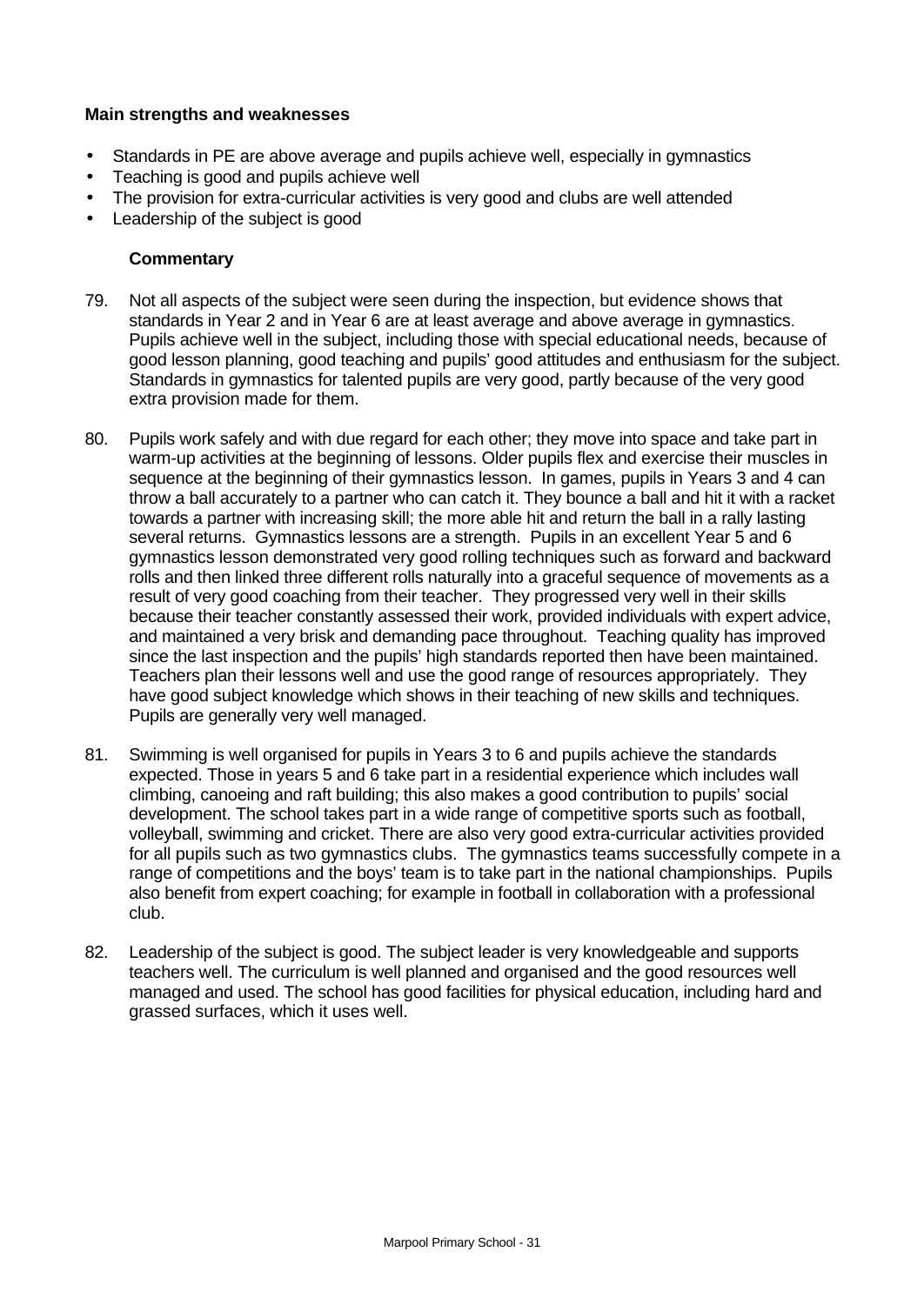**Main strengths and weaknesses**

- Standards in PE are above average and pupils achieve well, especially in gymnastics
- Teaching is good and pupils achieve well
- The provision for extra-curricular activities is very good and clubs are well attended
- Leadership of the subject is good

**Commentary**

79. Not all aspects of the subject were seen during the inspection, but evidence shows that standards in Year 2 and in Year 6 are at least average and above average in gymnastics. Pupils achieve well in the subject, including those with special educational needs, because of good lesson planning, good teaching and pupils' good attitudes and enthusiasm for the subject. Standards in gymnastics for talented pupils are very good, partly because of the very good extra provision made for them.

80. Pupils work safely and with due regard for each other; they move into space and take part in warm-up activities at the beginning of lessons. Older pupils flex and exercise their muscles in sequence at the beginning of their gymnastics lesson. In games, pupils in Years 3 and 4 can throw a ball accurately to a partner who can catch it. They bounce a ball and hit it with a racket towards a partner with increasing skill; the more able hit and return the ball in a rally lasting several returns. Gymnastics lessons are a strength. Pupils in an excellent Year 5 and 6 gymnastics lesson demonstrated very good rolling techniques such as forward and backward rolls and then linked three different rolls naturally into a graceful sequence of movements as a result of very good coaching from their teacher. They progressed very well in their skills because their teacher constantly assessed their work, provided individuals with expert advice, and maintained a very brisk and demanding pace throughout. Teaching quality has improved since the last inspection and the pupils' high standards reported then have been maintained. Teachers plan their lessons well and use the good range of resources appropriately. They have good subject knowledge which shows in their teaching of new skills and techniques. Pupils are generally very well managed.

81. Swimming is well organised for pupils in Years 3 to 6 and pupils achieve the standards expected. Those in years 5 and 6 take part in a residential experience which includes wall climbing, canoeing and raft building; this also makes a good contribution to pupils' social development. The school takes part in a wide range of competitive sports such as football, volleyball, swimming and cricket. There are also very good extra-curricular activities provided for all pupils such as two gymnastics clubs. The gymnastics teams successfully compete in a range of competitions and the boys' team is to take part in the national championships. Pupils also benefit from expert coaching; for example in football in collaboration with a professional club.

82. Leadership of the subject is good. The subject leader is very knowledgeable and supports teachers well. The curriculum is well planned and organised and the good resources well managed and used. The school has good facilities for physical education, including hard and grassed surfaces, which it uses well.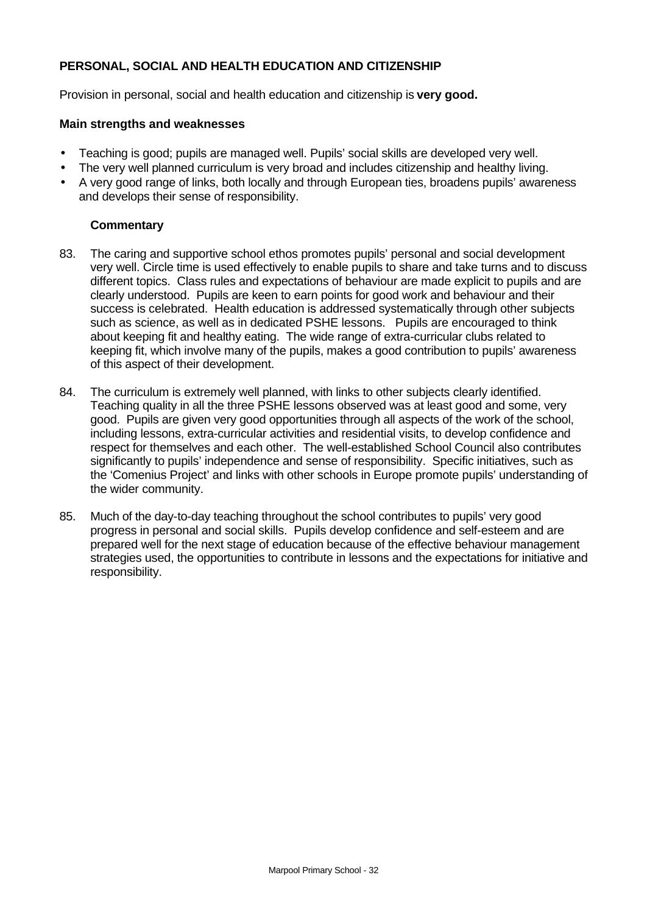### PERSONAL, SOCIAL AND HEALTH EDUCATION AND CITIZENSHIP

Provision in personal, social and health education and citizenship is **very good.**

#### Main strengths and weaknesses

- Teaching is good; pupils are managed well. Pupils' social skills are developed very well.
- The very well planned curriculum is very broad and includes citizenship and healthy living.
- A very good range of links, both locally and through European ties, broadens pupils' awareness and develops their sense of responsibility.

#### Commentary

83. The caring and supportive school ethos promotes pupils' personal and social development very well. Circle time is used effectively to enable pupils to share and take turns and to discuss different topics. Class rules and expectations of behaviour are made explicit to pupils and are clearly understood. Pupils are keen to earn points for good work and behaviour and their success is celebrated. Health education is addressed systematically through other subjects such as science, as well as in dedicated PSHE lessons. Pupils are encouraged to think about keeping fit and healthy eating. The wide range of extra-curricular clubs related to keeping fit, which involve many of the pupils, makes a good contribution to pupils' awareness of this aspect of their development.

84. The curriculum is extremely well planned, with links to other subjects clearly identified. Teaching quality in all the three PSHE lessons observed was at least good and some, very good. Pupils are given very good opportunities through all aspects of the work of the school, including lessons, extra-curricular activities and residential visits, to develop confidence and respect for themselves and each other. The well-established School Council also contributes significantly to pupils' independence and sense of responsibility. Specific initiatives, such as the 'Comenius Project' and links with other schools in Europe promote pupils' understanding of the wider community.

85. Much of the day-to-day teaching throughout the school contributes to pupils' very good progress in personal and social skills. Pupils develop confidence and self-esteem and are prepared well for the next stage of education because of the effective behaviour management strategies used, the opportunities to contribute in lessons and the expectations for initiative and responsibility.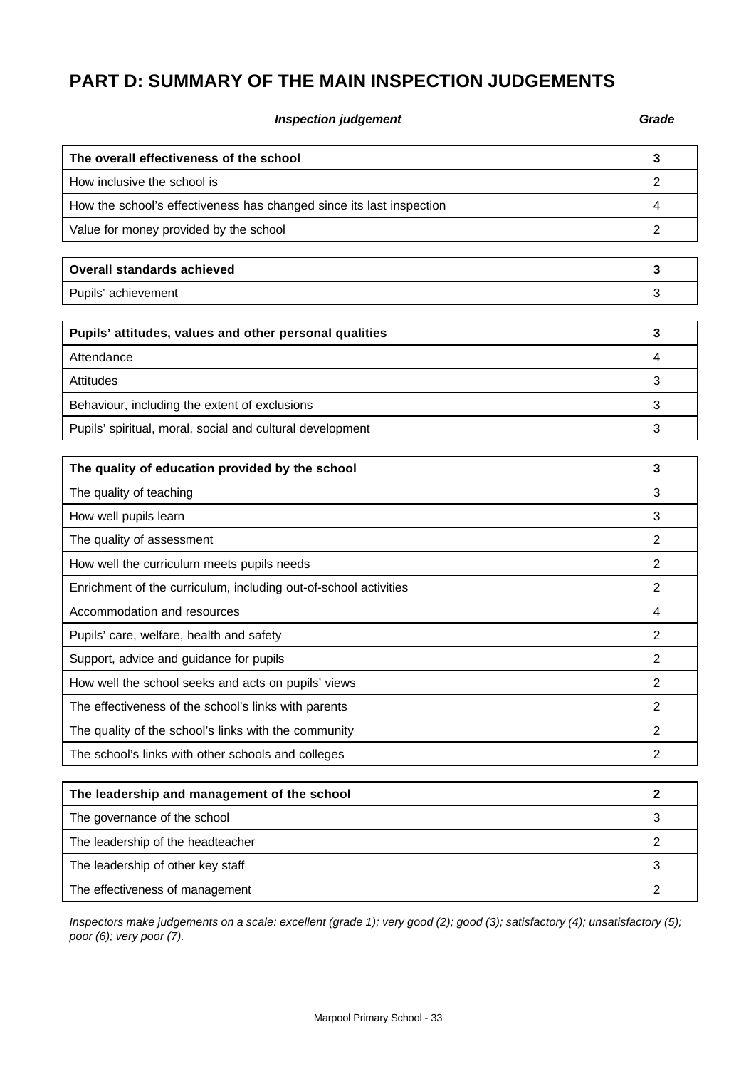# PART D: SUMMARY OF THE MAIN INSPECTION JUDGEMENTS

| *Inspection judgement* | *Grade* |
|---|---|
| **The overall effectiveness of the school** | **3** |
| How inclusive the school is | 2 |
| How the school's effectiveness has changed since its last inspection | 4 |
| Value for money provided by the school | 2 |
| **Overall standards achieved** | **3** |
| Pupils' achievement | 3 |
| **Pupils' attitudes, values and other personal qualities** | **3** |
| Attendance | 4 |
| Attitudes | 3 |
| Behaviour, including the extent of exclusions | 3 |
| Pupils' spiritual, moral, social and cultural development | 3 |
| **The quality of education provided by the school** | **3** |
| The quality of teaching | 3 |
| How well pupils learn | 3 |
| The quality of assessment | 2 |
| How well the curriculum meets pupils needs | 2 |
| Enrichment of the curriculum, including out-of-school activities | 2 |
| Accommodation and resources | 4 |
| Pupils' care, welfare, health and safety | 2 |
| Support, advice and guidance for pupils | 2 |
| How well the school seeks and acts on pupils' views | 2 |
| The effectiveness of the school's links with parents | 2 |
| The quality of the school's links with the community | 2 |
| The school's links with other schools and colleges | 2 |
| **The leadership and management of the school** | **2** |
| The governance of the school | 3 |
| The leadership of the headteacher | 2 |
| The leadership of other key staff | 3 |
| The effectiveness of management | 2 |

*Inspectors make judgements on a scale: excellent (grade 1); very good (2); good (3); satisfactory (4); unsatisfactory (5); poor (6); very poor (7).*